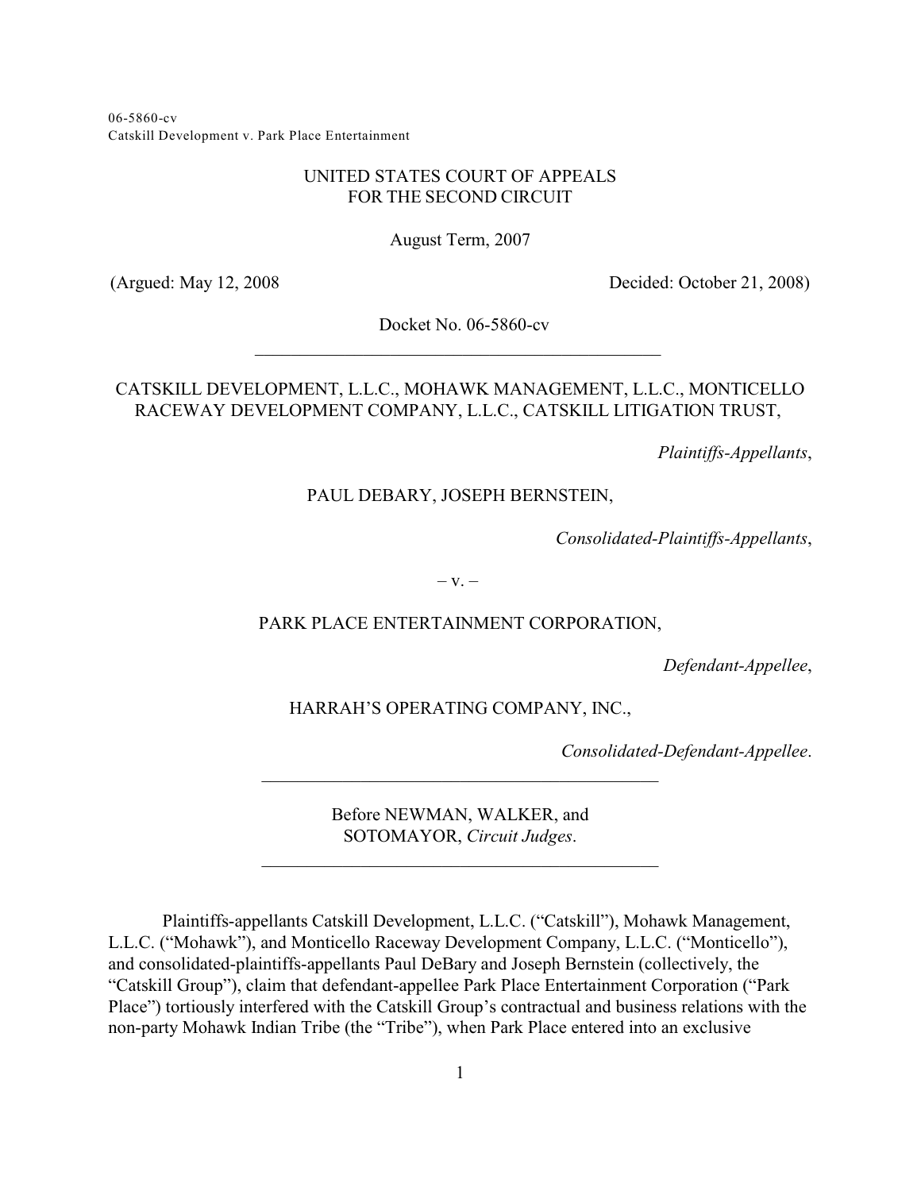06-5860-cv
Catskill Development v. Park Place Entertainment

UNITED STATES COURT OF APPEALS
FOR THE SECOND CIRCUIT

August Term, 2007

(Argued: May 12, 2008 Decided: October 21, 2008)

Docket No. 06-5860-cv

---

CATSKILL DEVELOPMENT, L.L.C., MOHAWK MANAGEMENT, L.L.C., MONTICELLO RACEWAY DEVELOPMENT COMPANY, L.L.C., CATSKILL LITIGATION TRUST,

*Plaintiffs-Appellants*,

PAUL DEBARY, JOSEPH BERNSTEIN,

*Consolidated-Plaintiffs-Appellants*,

– v. –

PARK PLACE ENTERTAINMENT CORPORATION,

*Defendant-Appellee*,

HARRAH'S OPERATING COMPANY, INC.,

*Consolidated-Defendant-Appellee*.

---

Before NEWMAN, WALKER, and SOTOMAYOR, *Circuit Judges*.

---

Plaintiffs-appellants Catskill Development, L.L.C. ("Catskill"), Mohawk Management, L.L.C. ("Mohawk"), and Monticello Raceway Development Company, L.L.C. ("Monticello"), and consolidated-plaintiffs-appellants Paul DeBary and Joseph Bernstein (collectively, the "Catskill Group"), claim that defendant-appellee Park Place Entertainment Corporation ("Park Place") tortiously interfered with the Catskill Group's contractual and business relations with the non-party Mohawk Indian Tribe (the "Tribe"), when Park Place entered into an exclusive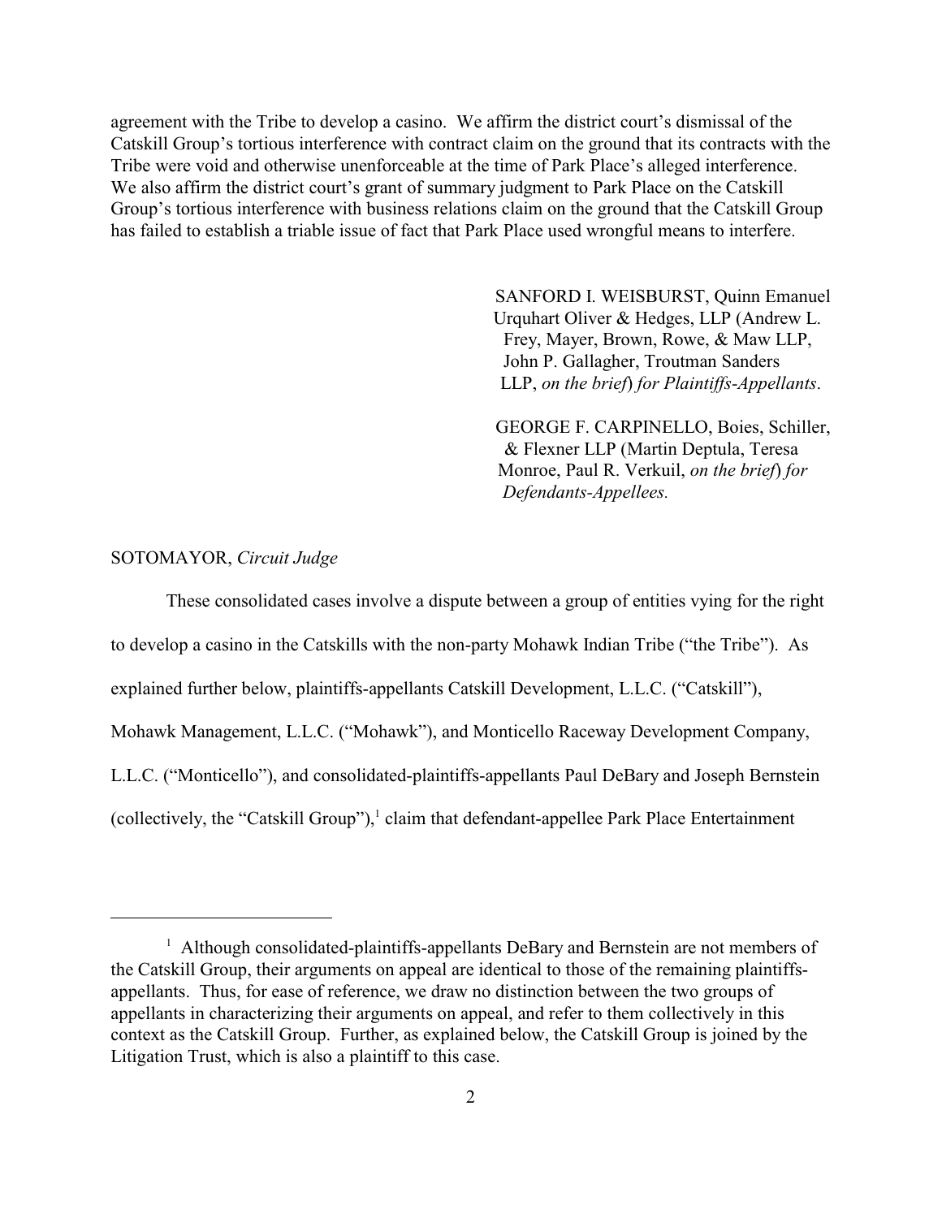agreement with the Tribe to develop a casino. We affirm the district court's dismissal of the Catskill Group's tortious interference with contract claim on the ground that its contracts with the Tribe were void and otherwise unenforceable at the time of Park Place's alleged interference. We also affirm the district court's grant of summary judgment to Park Place on the Catskill Group's tortious interference with business relations claim on the ground that the Catskill Group has failed to establish a triable issue of fact that Park Place used wrongful means to interfere.

SANFORD I. WEISBURST, Quinn Emanuel Urquhart Oliver & Hedges, LLP (Andrew L. Frey, Mayer, Brown, Rowe, & Maw LLP, John P. Gallagher, Troutman Sanders LLP, *on the brief*) *for Plaintiffs-Appellants*.

GEORGE F. CARPINELLO, Boies, Schiller, & Flexner LLP (Martin Deptula, Teresa Monroe, Paul R. Verkuil, *on the brief*) *for Defendants-Appellees.*

SOTOMAYOR, *Circuit Judge*

These consolidated cases involve a dispute between a group of entities vying for the right to develop a casino in the Catskills with the non-party Mohawk Indian Tribe ("the Tribe"). As explained further below, plaintiffs-appellants Catskill Development, L.L.C. ("Catskill"), Mohawk Management, L.L.C. ("Mohawk"), and Monticello Raceway Development Company, L.L.C. ("Monticello"), and consolidated-plaintiffs-appellants Paul DeBary and Joseph Bernstein (collectively, the "Catskill Group"),[1] claim that defendant-appellee Park Place Entertainment

[1] Although consolidated-plaintiffs-appellants DeBary and Bernstein are not members of the Catskill Group, their arguments on appeal are identical to those of the remaining plaintiffs-appellants. Thus, for ease of reference, we draw no distinction between the two groups of appellants in characterizing their arguments on appeal, and refer to them collectively in this context as the Catskill Group. Further, as explained below, the Catskill Group is joined by the Litigation Trust, which is also a plaintiff to this case.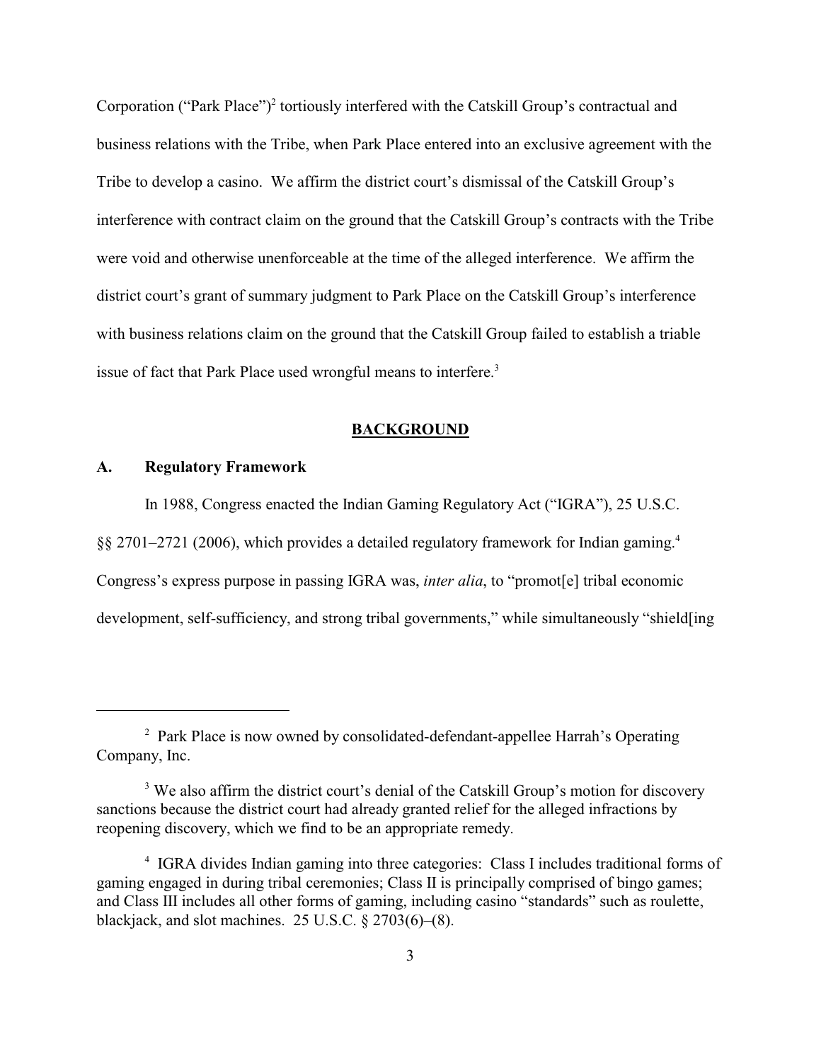Corporation ("Park Place")[2] tortiously interfered with the Catskill Group's contractual and business relations with the Tribe, when Park Place entered into an exclusive agreement with the Tribe to develop a casino. We affirm the district court's dismissal of the Catskill Group's interference with contract claim on the ground that the Catskill Group's contracts with the Tribe were void and otherwise unenforceable at the time of the alleged interference. We affirm the district court's grant of summary judgment to Park Place on the Catskill Group's interference with business relations claim on the ground that the Catskill Group failed to establish a triable issue of fact that Park Place used wrongful means to interfere.[3]

## BACKGROUND

### A. Regulatory Framework

In 1988, Congress enacted the Indian Gaming Regulatory Act ("IGRA"), 25 U.S.C. §§ 2701–2721 (2006), which provides a detailed regulatory framework for Indian gaming.[4] Congress's express purpose in passing IGRA was, *inter alia*, to "promot[e] tribal economic development, self-sufficiency, and strong tribal governments," while simultaneously "shield[ing

---

[2] Park Place is now owned by consolidated-defendant-appellee Harrah's Operating Company, Inc.

[3] We also affirm the district court's denial of the Catskill Group's motion for discovery sanctions because the district court had already granted relief for the alleged infractions by reopening discovery, which we find to be an appropriate remedy.

[4] IGRA divides Indian gaming into three categories: Class I includes traditional forms of gaming engaged in during tribal ceremonies; Class II is principally comprised of bingo games; and Class III includes all other forms of gaming, including casino "standards" such as roulette, blackjack, and slot machines. 25 U.S.C. § 2703(6)–(8).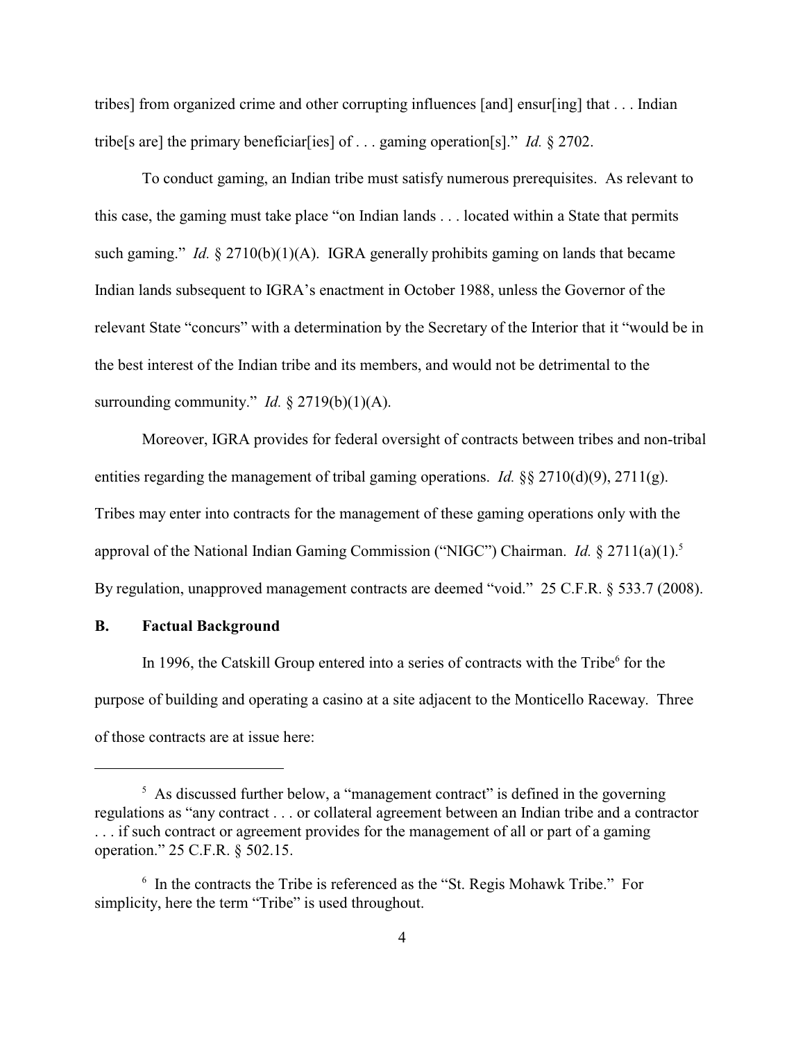tribes] from organized crime and other corrupting influences [and] ensur[ing] that . . . Indian tribe[s are] the primary beneficiar[ies] of . . . gaming operation[s]." *Id.* § 2702.

To conduct gaming, an Indian tribe must satisfy numerous prerequisites. As relevant to this case, the gaming must take place "on Indian lands . . . located within a State that permits such gaming." *Id.* § 2710(b)(1)(A). IGRA generally prohibits gaming on lands that became Indian lands subsequent to IGRA's enactment in October 1988, unless the Governor of the relevant State "concurs" with a determination by the Secretary of the Interior that it "would be in the best interest of the Indian tribe and its members, and would not be detrimental to the surrounding community." *Id.* § 2719(b)(1)(A).

Moreover, IGRA provides for federal oversight of contracts between tribes and non-tribal entities regarding the management of tribal gaming operations. *Id.* §§ 2710(d)(9), 2711(g). Tribes may enter into contracts for the management of these gaming operations only with the approval of the National Indian Gaming Commission ("NIGC") Chairman. *Id.* § 2711(a)(1).[5] By regulation, unapproved management contracts are deemed "void." 25 C.F.R. § 533.7 (2008).

### B. Factual Background

In 1996, the Catskill Group entered into a series of contracts with the Tribe[6] for the purpose of building and operating a casino at a site adjacent to the Monticello Raceway. Three of those contracts are at issue here:

---

[5] As discussed further below, a "management contract" is defined in the governing regulations as "any contract . . . or collateral agreement between an Indian tribe and a contractor . . . if such contract or agreement provides for the management of all or part of a gaming operation." 25 C.F.R. § 502.15.

[6] In the contracts the Tribe is referenced as the "St. Regis Mohawk Tribe." For simplicity, here the term "Tribe" is used throughout.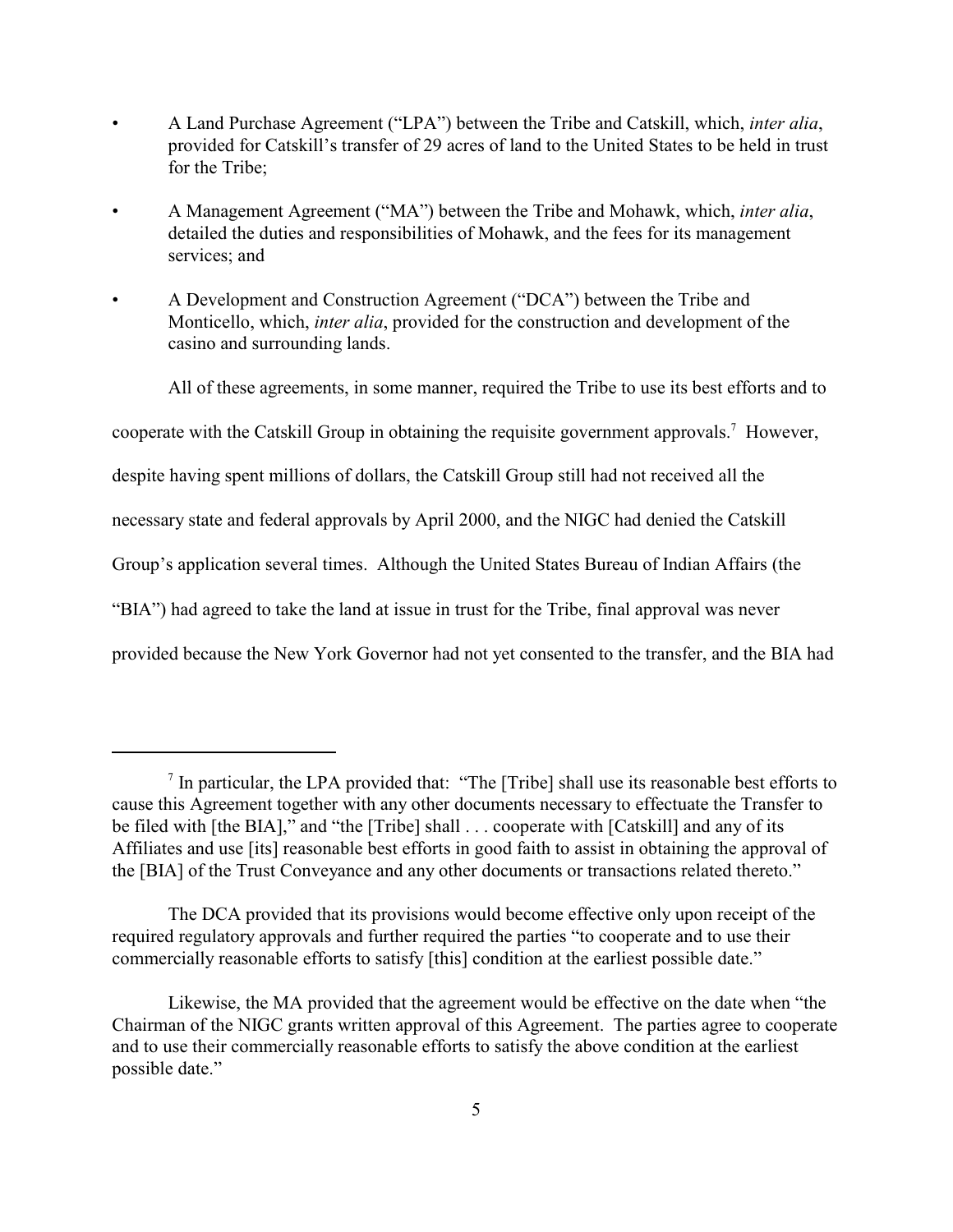- A Land Purchase Agreement ("LPA") between the Tribe and Catskill, which, *inter alia*, provided for Catskill's transfer of 29 acres of land to the United States to be held in trust for the Tribe;
- A Management Agreement ("MA") between the Tribe and Mohawk, which, *inter alia*, detailed the duties and responsibilities of Mohawk, and the fees for its management services; and
- A Development and Construction Agreement ("DCA") between the Tribe and Monticello, which, *inter alia*, provided for the construction and development of the casino and surrounding lands.

All of these agreements, in some manner, required the Tribe to use its best efforts and to cooperate with the Catskill Group in obtaining the requisite government approvals.[7] However, despite having spent millions of dollars, the Catskill Group still had not received all the necessary state and federal approvals by April 2000, and the NIGC had denied the Catskill Group's application several times. Although the United States Bureau of Indian Affairs (the "BIA") had agreed to take the land at issue in trust for the Tribe, final approval was never provided because the New York Governor had not yet consented to the transfer, and the BIA had

---

[7] In particular, the LPA provided that: "The [Tribe] shall use its reasonable best efforts to cause this Agreement together with any other documents necessary to effectuate the Transfer to be filed with [the BIA]," and "the [Tribe] shall . . . cooperate with [Catskill] and any of its Affiliates and use [its] reasonable best efforts in good faith to assist in obtaining the approval of the [BIA] of the Trust Conveyance and any other documents or transactions related thereto."

The DCA provided that its provisions would become effective only upon receipt of the required regulatory approvals and further required the parties "to cooperate and to use their commercially reasonable efforts to satisfy [this] condition at the earliest possible date."

Likewise, the MA provided that the agreement would be effective on the date when "the Chairman of the NIGC grants written approval of this Agreement. The parties agree to cooperate and to use their commercially reasonable efforts to satisfy the above condition at the earliest possible date."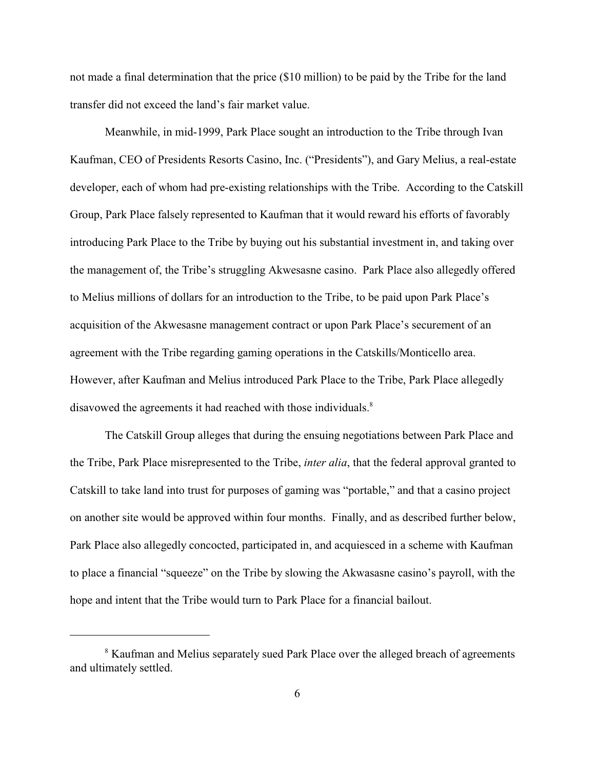not made a final determination that the price ($10 million) to be paid by the Tribe for the land transfer did not exceed the land's fair market value.

Meanwhile, in mid-1999, Park Place sought an introduction to the Tribe through Ivan Kaufman, CEO of Presidents Resorts Casino, Inc. ("Presidents"), and Gary Melius, a real-estate developer, each of whom had pre-existing relationships with the Tribe. According to the Catskill Group, Park Place falsely represented to Kaufman that it would reward his efforts of favorably introducing Park Place to the Tribe by buying out his substantial investment in, and taking over the management of, the Tribe's struggling Akwesasne casino. Park Place also allegedly offered to Melius millions of dollars for an introduction to the Tribe, to be paid upon Park Place's acquisition of the Akwesasne management contract or upon Park Place's securement of an agreement with the Tribe regarding gaming operations in the Catskills/Monticello area. However, after Kaufman and Melius introduced Park Place to the Tribe, Park Place allegedly disavowed the agreements it had reached with those individuals.[8]

The Catskill Group alleges that during the ensuing negotiations between Park Place and the Tribe, Park Place misrepresented to the Tribe, *inter alia*, that the federal approval granted to Catskill to take land into trust for purposes of gaming was "portable," and that a casino project on another site would be approved within four months. Finally, and as described further below, Park Place also allegedly concocted, participated in, and acquiesced in a scheme with Kaufman to place a financial "squeeze" on the Tribe by slowing the Akwasasne casino's payroll, with the hope and intent that the Tribe would turn to Park Place for a financial bailout.

---

[8] Kaufman and Melius separately sued Park Place over the alleged breach of agreements and ultimately settled.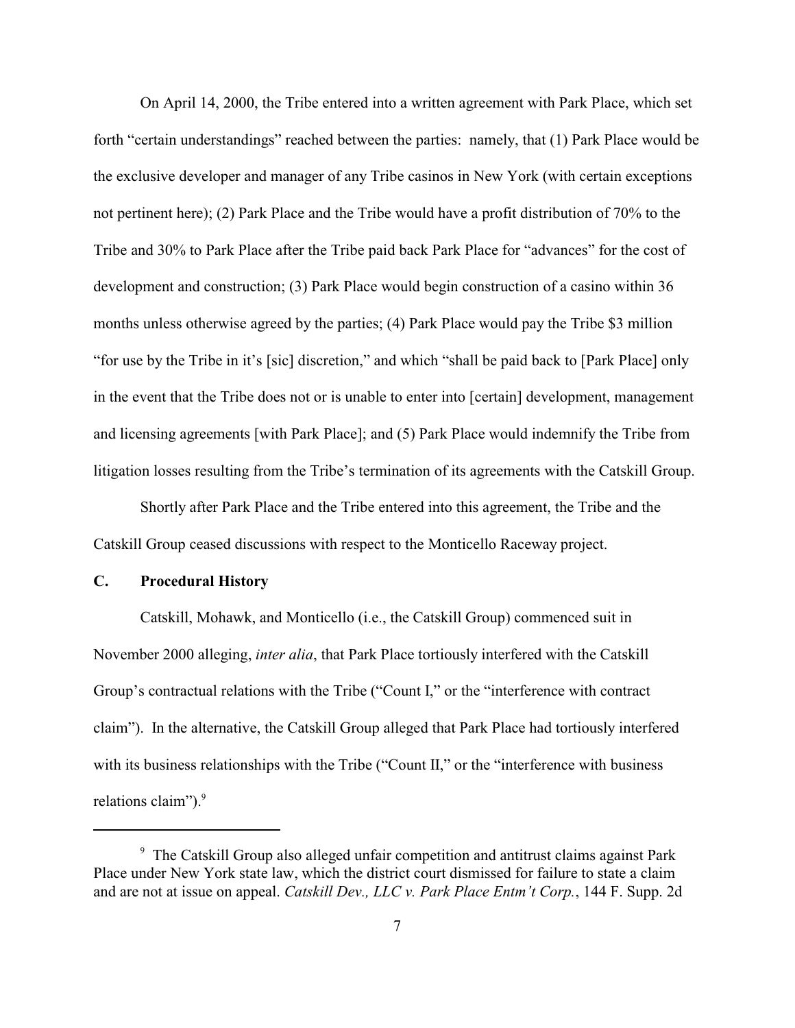On April 14, 2000, the Tribe entered into a written agreement with Park Place, which set forth "certain understandings" reached between the parties: namely, that (1) Park Place would be the exclusive developer and manager of any Tribe casinos in New York (with certain exceptions not pertinent here); (2) Park Place and the Tribe would have a profit distribution of 70% to the Tribe and 30% to Park Place after the Tribe paid back Park Place for "advances" for the cost of development and construction; (3) Park Place would begin construction of a casino within 36 months unless otherwise agreed by the parties; (4) Park Place would pay the Tribe $3 million "for use by the Tribe in it's [sic] discretion," and which "shall be paid back to [Park Place] only in the event that the Tribe does not or is unable to enter into [certain] development, management and licensing agreements [with Park Place]; and (5) Park Place would indemnify the Tribe from litigation losses resulting from the Tribe's termination of its agreements with the Catskill Group.

Shortly after Park Place and the Tribe entered into this agreement, the Tribe and the Catskill Group ceased discussions with respect to the Monticello Raceway project.

### C. Procedural History

Catskill, Mohawk, and Monticello (i.e., the Catskill Group) commenced suit in November 2000 alleging, *inter alia*, that Park Place tortiously interfered with the Catskill Group's contractual relations with the Tribe ("Count I," or the "interference with contract claim"). In the alternative, the Catskill Group alleged that Park Place had tortiously interfered with its business relationships with the Tribe ("Count II," or the "interference with business relations claim").[9]

---

[9] The Catskill Group also alleged unfair competition and antitrust claims against Park Place under New York state law, which the district court dismissed for failure to state a claim and are not at issue on appeal. *Catskill Dev., LLC v. Park Place Entm't Corp.*, 144 F. Supp. 2d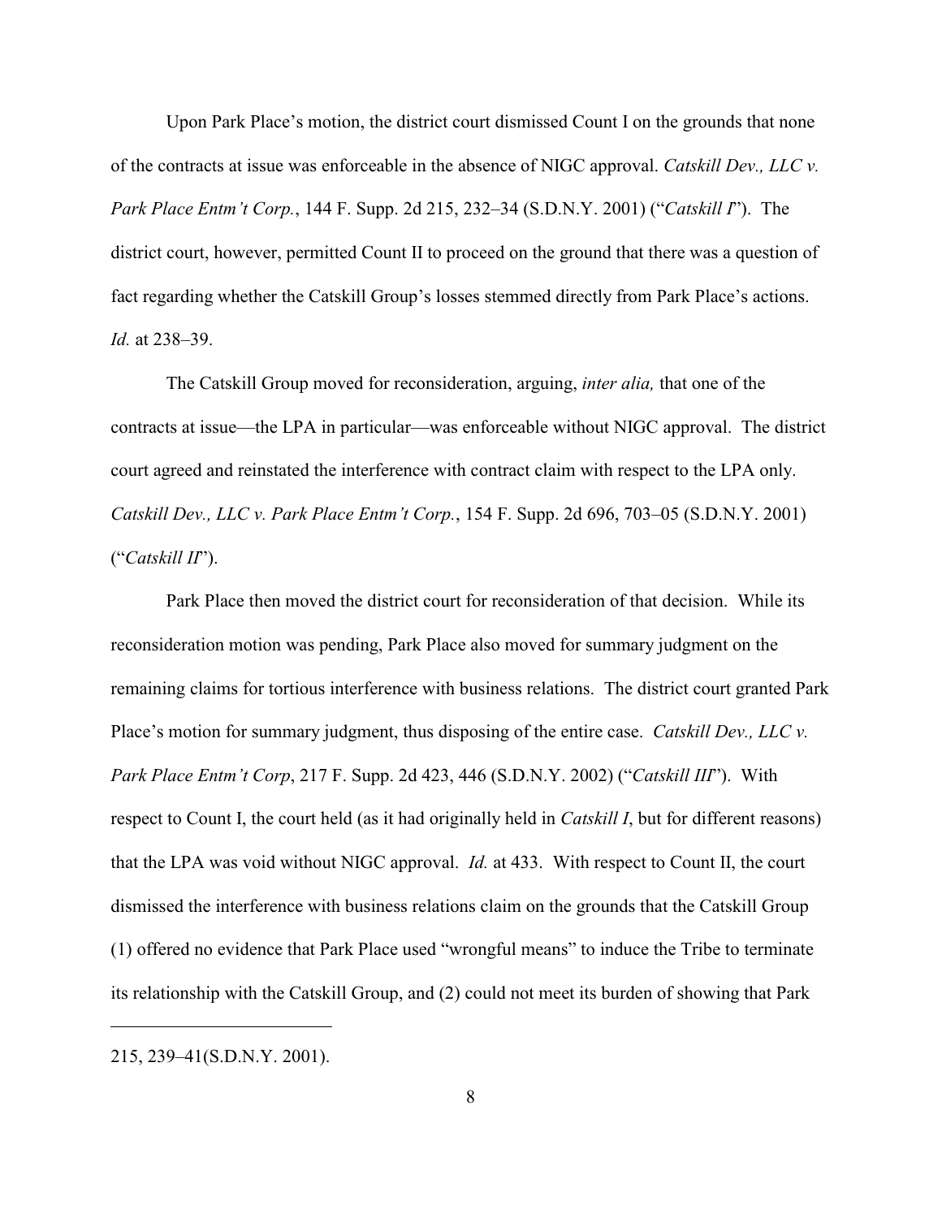Upon Park Place's motion, the district court dismissed Count I on the grounds that none of the contracts at issue was enforceable in the absence of NIGC approval. *Catskill Dev., LLC v. Park Place Entm't Corp.*, 144 F. Supp. 2d 215, 232–34 (S.D.N.Y. 2001) ("*Catskill I*"). The district court, however, permitted Count II to proceed on the ground that there was a question of fact regarding whether the Catskill Group's losses stemmed directly from Park Place's actions. *Id.* at 238–39.

The Catskill Group moved for reconsideration, arguing, *inter alia,* that one of the contracts at issue—the LPA in particular—was enforceable without NIGC approval. The district court agreed and reinstated the interference with contract claim with respect to the LPA only. *Catskill Dev., LLC v. Park Place Entm't Corp.*, 154 F. Supp. 2d 696, 703–05 (S.D.N.Y. 2001) ("*Catskill II*").

Park Place then moved the district court for reconsideration of that decision. While its reconsideration motion was pending, Park Place also moved for summary judgment on the remaining claims for tortious interference with business relations. The district court granted Park Place's motion for summary judgment, thus disposing of the entire case. *Catskill Dev., LLC v. Park Place Entm't Corp*, 217 F. Supp. 2d 423, 446 (S.D.N.Y. 2002) ("*Catskill III*"). With respect to Count I, the court held (as it had originally held in *Catskill I*, but for different reasons) that the LPA was void without NIGC approval. *Id.* at 433. With respect to Count II, the court dismissed the interference with business relations claim on the grounds that the Catskill Group (1) offered no evidence that Park Place used "wrongful means" to induce the Tribe to terminate its relationship with the Catskill Group, and (2) could not meet its burden of showing that Park

---

215, 239–41(S.D.N.Y. 2001).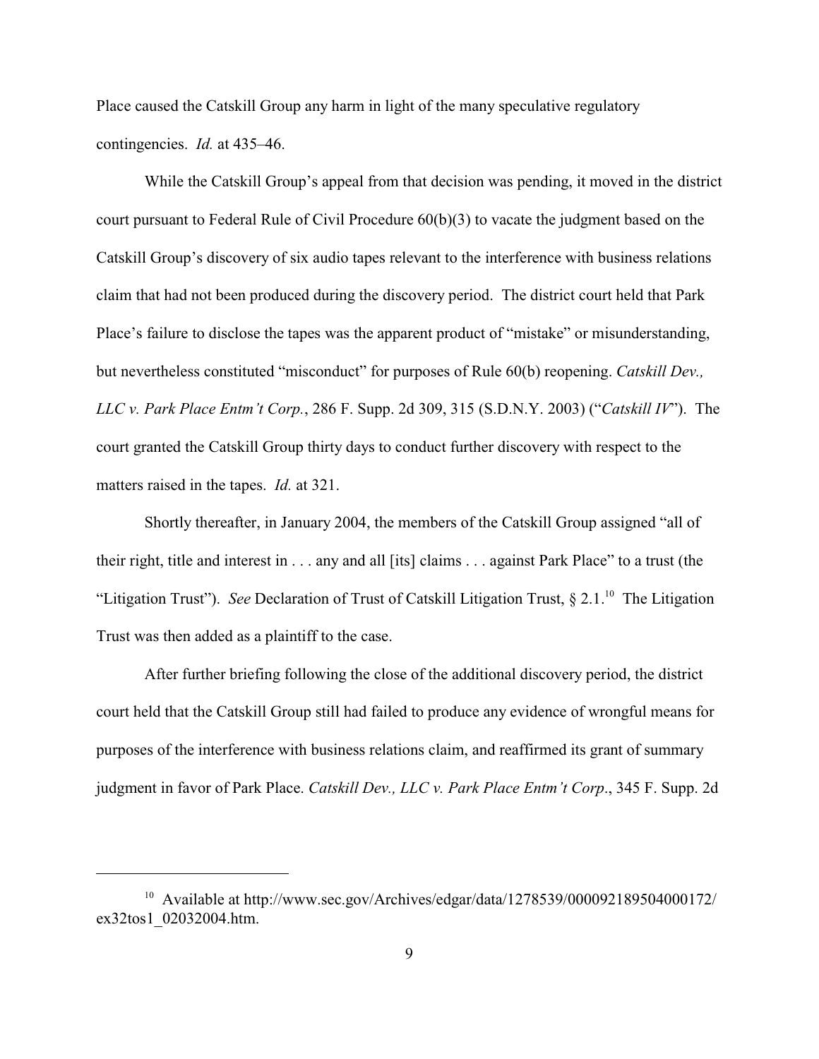Place caused the Catskill Group any harm in light of the many speculative regulatory contingencies. *Id.* at 435–46.

While the Catskill Group's appeal from that decision was pending, it moved in the district court pursuant to Federal Rule of Civil Procedure 60(b)(3) to vacate the judgment based on the Catskill Group's discovery of six audio tapes relevant to the interference with business relations claim that had not been produced during the discovery period. The district court held that Park Place's failure to disclose the tapes was the apparent product of "mistake" or misunderstanding, but nevertheless constituted "misconduct" for purposes of Rule 60(b) reopening. *Catskill Dev., LLC v. Park Place Entm't Corp.*, 286 F. Supp. 2d 309, 315 (S.D.N.Y. 2003) ("*Catskill IV*"). The court granted the Catskill Group thirty days to conduct further discovery with respect to the matters raised in the tapes. *Id.* at 321.

Shortly thereafter, in January 2004, the members of the Catskill Group assigned "all of their right, title and interest in . . . any and all [its] claims . . . against Park Place" to a trust (the "Litigation Trust"). *See* Declaration of Trust of Catskill Litigation Trust, § 2.1.[10] The Litigation Trust was then added as a plaintiff to the case.

After further briefing following the close of the additional discovery period, the district court held that the Catskill Group still had failed to produce any evidence of wrongful means for purposes of the interference with business relations claim, and reaffirmed its grant of summary judgment in favor of Park Place. *Catskill Dev., LLC v. Park Place Entm't Corp*., 345 F. Supp. 2d

[10] Available at http://www.sec.gov/Archives/edgar/data/1278539/000092189504000172/ex32tos1_02032004.htm.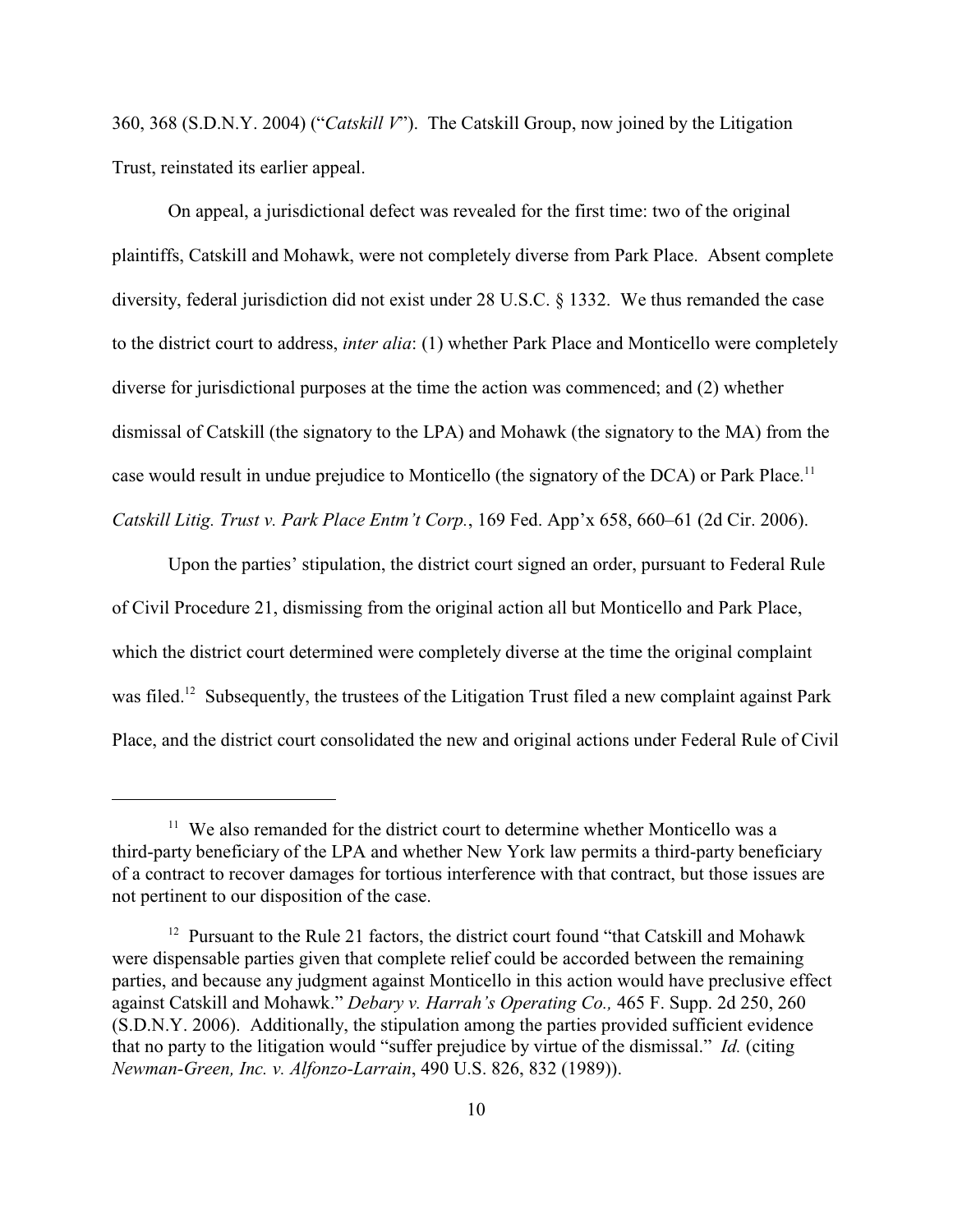360, 368 (S.D.N.Y. 2004) ("*Catskill V*"). The Catskill Group, now joined by the Litigation Trust, reinstated its earlier appeal.

On appeal, a jurisdictional defect was revealed for the first time: two of the original plaintiffs, Catskill and Mohawk, were not completely diverse from Park Place. Absent complete diversity, federal jurisdiction did not exist under 28 U.S.C. § 1332. We thus remanded the case to the district court to address, *inter alia*: (1) whether Park Place and Monticello were completely diverse for jurisdictional purposes at the time the action was commenced; and (2) whether dismissal of Catskill (the signatory to the LPA) and Mohawk (the signatory to the MA) from the case would result in undue prejudice to Monticello (the signatory of the DCA) or Park Place.[11] *Catskill Litig. Trust v. Park Place Entm't Corp.*, 169 Fed. App'x 658, 660–61 (2d Cir. 2006).

Upon the parties' stipulation, the district court signed an order, pursuant to Federal Rule of Civil Procedure 21, dismissing from the original action all but Monticello and Park Place, which the district court determined were completely diverse at the time the original complaint was filed.[12] Subsequently, the trustees of the Litigation Trust filed a new complaint against Park Place, and the district court consolidated the new and original actions under Federal Rule of Civil

---

[11] We also remanded for the district court to determine whether Monticello was a third-party beneficiary of the LPA and whether New York law permits a third-party beneficiary of a contract to recover damages for tortious interference with that contract, but those issues are not pertinent to our disposition of the case.

[12] Pursuant to the Rule 21 factors, the district court found "that Catskill and Mohawk were dispensable parties given that complete relief could be accorded between the remaining parties, and because any judgment against Monticello in this action would have preclusive effect against Catskill and Mohawk." *Debary v. Harrah's Operating Co.,* 465 F. Supp. 2d 250, 260 (S.D.N.Y. 2006). Additionally, the stipulation among the parties provided sufficient evidence that no party to the litigation would "suffer prejudice by virtue of the dismissal." *Id.* (citing *Newman-Green, Inc. v. Alfonzo-Larrain*, 490 U.S. 826, 832 (1989)).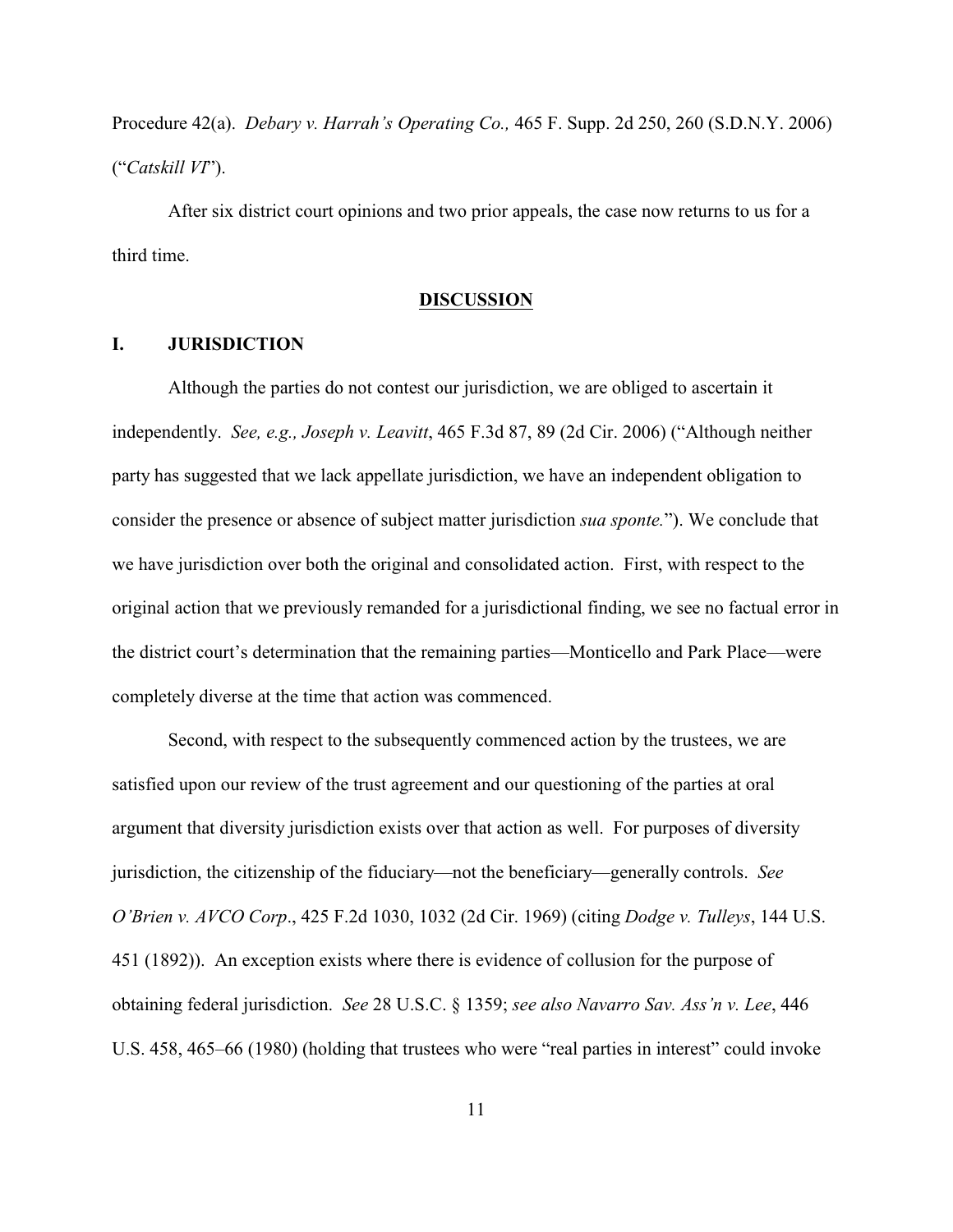Procedure 42(a). *Debary v. Harrah's Operating Co.,* 465 F. Supp. 2d 250, 260 (S.D.N.Y. 2006) ("*Catskill VI*").

After six district court opinions and two prior appeals, the case now returns to us for a third time.

## DISCUSSION

### I. JURISDICTION

Although the parties do not contest our jurisdiction, we are obliged to ascertain it independently. *See, e.g., Joseph v. Leavitt*, 465 F.3d 87, 89 (2d Cir. 2006) ("Although neither party has suggested that we lack appellate jurisdiction, we have an independent obligation to consider the presence or absence of subject matter jurisdiction *sua sponte.*"). We conclude that we have jurisdiction over both the original and consolidated action. First, with respect to the original action that we previously remanded for a jurisdictional finding, we see no factual error in the district court's determination that the remaining parties—Monticello and Park Place—were completely diverse at the time that action was commenced.

Second, with respect to the subsequently commenced action by the trustees, we are satisfied upon our review of the trust agreement and our questioning of the parties at oral argument that diversity jurisdiction exists over that action as well. For purposes of diversity jurisdiction, the citizenship of the fiduciary—not the beneficiary—generally controls. *See O'Brien v. AVCO Corp*., 425 F.2d 1030, 1032 (2d Cir. 1969) (citing *Dodge v. Tulleys*, 144 U.S. 451 (1892)). An exception exists where there is evidence of collusion for the purpose of obtaining federal jurisdiction. *See* 28 U.S.C. § 1359; *see also Navarro Sav. Ass'n v. Lee*, 446 U.S. 458, 465–66 (1980) (holding that trustees who were "real parties in interest" could invoke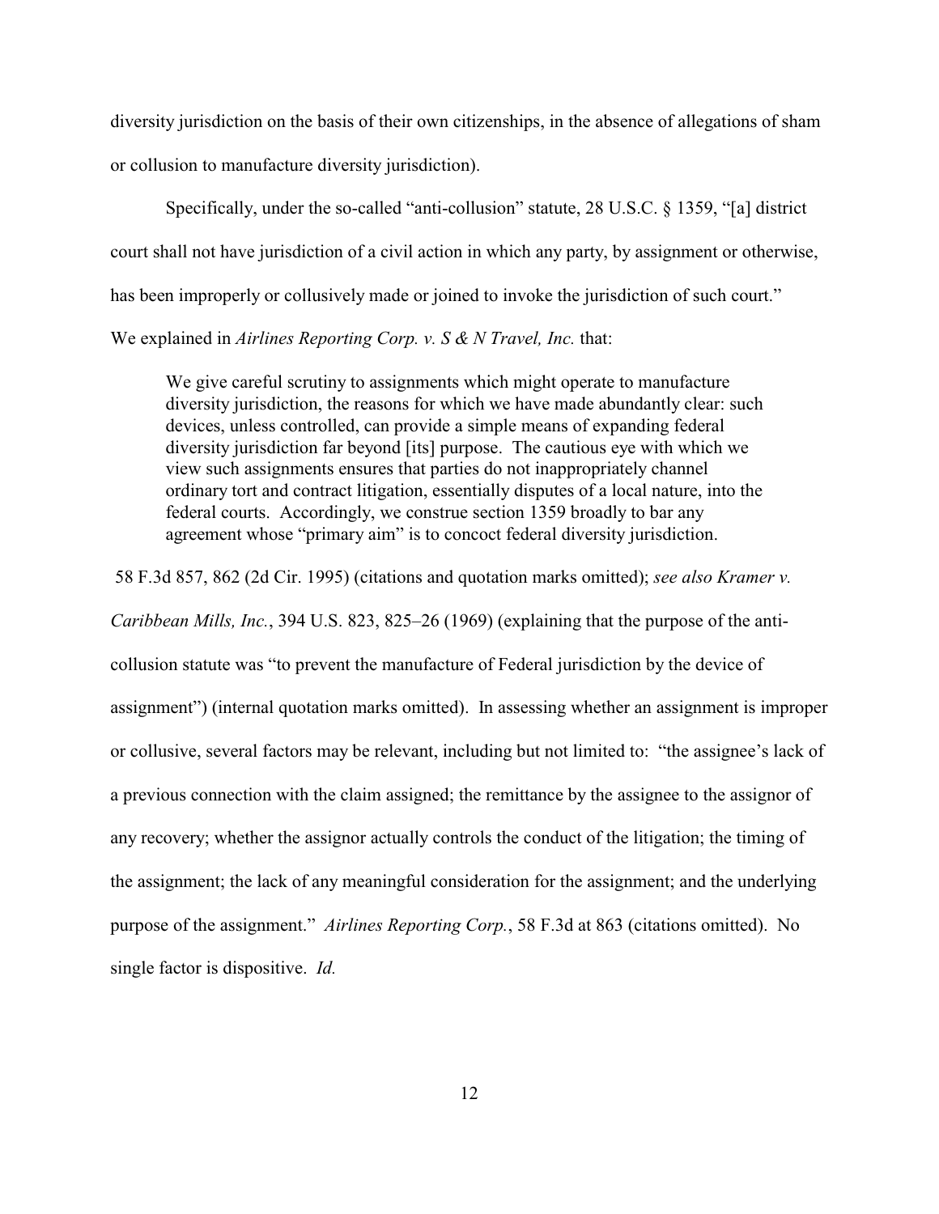diversity jurisdiction on the basis of their own citizenships, in the absence of allegations of sham or collusion to manufacture diversity jurisdiction).

Specifically, under the so-called "anti-collusion" statute, 28 U.S.C. § 1359, "[a] district court shall not have jurisdiction of a civil action in which any party, by assignment or otherwise, has been improperly or collusively made or joined to invoke the jurisdiction of such court." We explained in *Airlines Reporting Corp. v. S & N Travel, Inc.* that:

> We give careful scrutiny to assignments which might operate to manufacture diversity jurisdiction, the reasons for which we have made abundantly clear: such devices, unless controlled, can provide a simple means of expanding federal diversity jurisdiction far beyond [its] purpose. The cautious eye with which we view such assignments ensures that parties do not inappropriately channel ordinary tort and contract litigation, essentially disputes of a local nature, into the federal courts. Accordingly, we construe section 1359 broadly to bar any agreement whose "primary aim" is to concoct federal diversity jurisdiction.

58 F.3d 857, 862 (2d Cir. 1995) (citations and quotation marks omitted); *see also Kramer v. Caribbean Mills, Inc.*, 394 U.S. 823, 825–26 (1969) (explaining that the purpose of the anti-collusion statute was "to prevent the manufacture of Federal jurisdiction by the device of assignment") (internal quotation marks omitted). In assessing whether an assignment is improper or collusive, several factors may be relevant, including but not limited to: "the assignee's lack of a previous connection with the claim assigned; the remittance by the assignee to the assignor of any recovery; whether the assignor actually controls the conduct of the litigation; the timing of the assignment; the lack of any meaningful consideration for the assignment; and the underlying purpose of the assignment." *Airlines Reporting Corp.*, 58 F.3d at 863 (citations omitted). No single factor is dispositive. *Id.*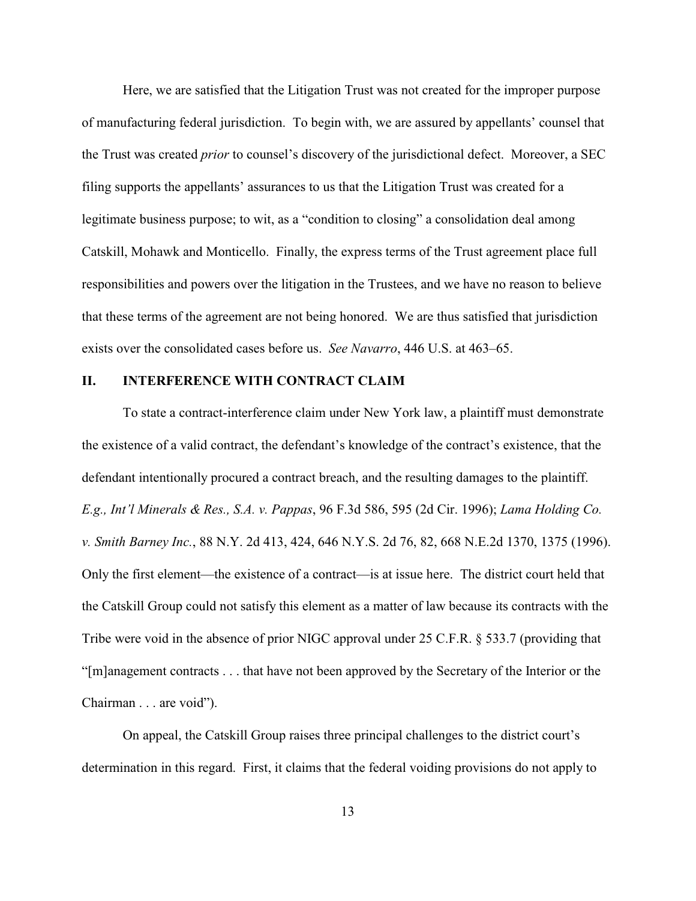Here, we are satisfied that the Litigation Trust was not created for the improper purpose of manufacturing federal jurisdiction. To begin with, we are assured by appellants' counsel that the Trust was created *prior* to counsel's discovery of the jurisdictional defect. Moreover, a SEC filing supports the appellants' assurances to us that the Litigation Trust was created for a legitimate business purpose; to wit, as a "condition to closing" a consolidation deal among Catskill, Mohawk and Monticello. Finally, the express terms of the Trust agreement place full responsibilities and powers over the litigation in the Trustees, and we have no reason to believe that these terms of the agreement are not being honored. We are thus satisfied that jurisdiction exists over the consolidated cases before us. *See Navarro*, 446 U.S. at 463–65.

## II. INTERFERENCE WITH CONTRACT CLAIM

To state a contract-interference claim under New York law, a plaintiff must demonstrate the existence of a valid contract, the defendant's knowledge of the contract's existence, that the defendant intentionally procured a contract breach, and the resulting damages to the plaintiff. *E.g., Int'l Minerals & Res., S.A. v. Pappas*, 96 F.3d 586, 595 (2d Cir. 1996); *Lama Holding Co. v. Smith Barney Inc.*, 88 N.Y. 2d 413, 424, 646 N.Y.S. 2d 76, 82, 668 N.E.2d 1370, 1375 (1996). Only the first element—the existence of a contract—is at issue here. The district court held that the Catskill Group could not satisfy this element as a matter of law because its contracts with the Tribe were void in the absence of prior NIGC approval under 25 C.F.R. § 533.7 (providing that "[m]anagement contracts . . . that have not been approved by the Secretary of the Interior or the Chairman . . . are void").

On appeal, the Catskill Group raises three principal challenges to the district court's determination in this regard. First, it claims that the federal voiding provisions do not apply to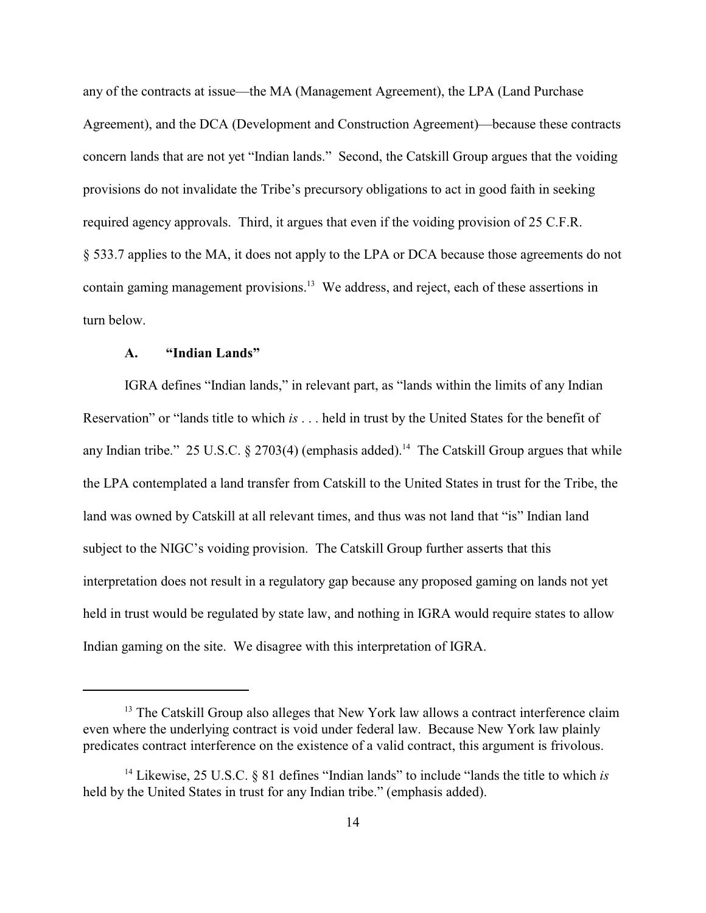any of the contracts at issue—the MA (Management Agreement), the LPA (Land Purchase Agreement), and the DCA (Development and Construction Agreement)—because these contracts concern lands that are not yet "Indian lands." Second, the Catskill Group argues that the voiding provisions do not invalidate the Tribe's precursory obligations to act in good faith in seeking required agency approvals. Third, it argues that even if the voiding provision of 25 C.F.R. § 533.7 applies to the MA, it does not apply to the LPA or DCA because those agreements do not contain gaming management provisions.[13] We address, and reject, each of these assertions in turn below.

### A. "Indian Lands"

IGRA defines "Indian lands," in relevant part, as "lands within the limits of any Indian Reservation" or "lands title to which *is* . . . held in trust by the United States for the benefit of any Indian tribe." 25 U.S.C. § 2703(4) (emphasis added).[14] The Catskill Group argues that while the LPA contemplated a land transfer from Catskill to the United States in trust for the Tribe, the land was owned by Catskill at all relevant times, and thus was not land that "is" Indian land subject to the NIGC's voiding provision. The Catskill Group further asserts that this interpretation does not result in a regulatory gap because any proposed gaming on lands not yet held in trust would be regulated by state law, and nothing in IGRA would require states to allow Indian gaming on the site. We disagree with this interpretation of IGRA.

---

[13] The Catskill Group also alleges that New York law allows a contract interference claim even where the underlying contract is void under federal law. Because New York law plainly predicates contract interference on the existence of a valid contract, this argument is frivolous.

[14] Likewise, 25 U.S.C. § 81 defines "Indian lands" to include "lands the title to which *is* held by the United States in trust for any Indian tribe." (emphasis added).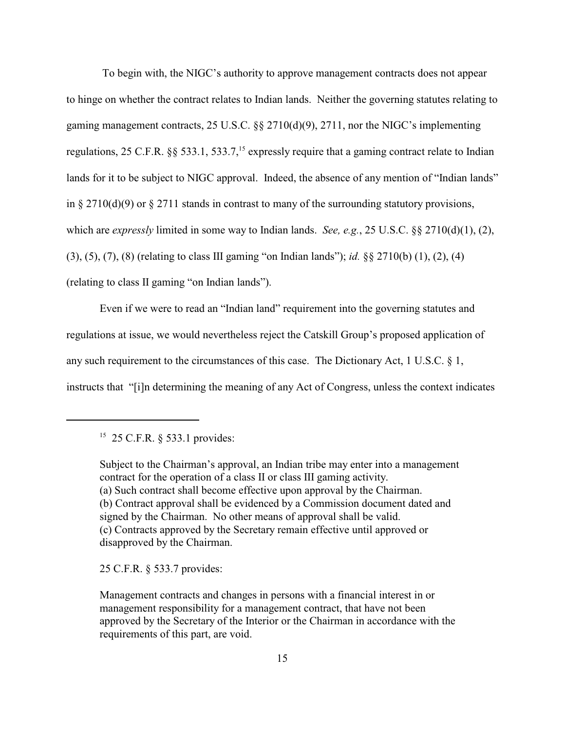To begin with, the NIGC's authority to approve management contracts does not appear to hinge on whether the contract relates to Indian lands. Neither the governing statutes relating to gaming management contracts, 25 U.S.C. §§ 2710(d)(9), 2711, nor the NIGC's implementing regulations, 25 C.F.R. §§ 533.1, 533.7,[15] expressly require that a gaming contract relate to Indian lands for it to be subject to NIGC approval. Indeed, the absence of any mention of "Indian lands" in § 2710(d)(9) or § 2711 stands in contrast to many of the surrounding statutory provisions, which are *expressly* limited in some way to Indian lands. *See, e.g.*, 25 U.S.C. §§ 2710(d)(1), (2), (3), (5), (7), (8) (relating to class III gaming "on Indian lands"); *id.* §§ 2710(b) (1), (2), (4) (relating to class II gaming "on Indian lands").

Even if we were to read an "Indian land" requirement into the governing statutes and regulations at issue, we would nevertheless reject the Catskill Group's proposed application of any such requirement to the circumstances of this case. The Dictionary Act, 1 U.S.C. § 1, instructs that "[i]n determining the meaning of any Act of Congress, unless the context indicates

---

[15] 25 C.F.R. § 533.1 provides:

> Subject to the Chairman's approval, an Indian tribe may enter into a management contract for the operation of a class II or class III gaming activity.
> (a) Such contract shall become effective upon approval by the Chairman.
> (b) Contract approval shall be evidenced by a Commission document dated and signed by the Chairman. No other means of approval shall be valid.
> (c) Contracts approved by the Secretary remain effective until approved or disapproved by the Chairman.

25 C.F.R. § 533.7 provides:

> Management contracts and changes in persons with a financial interest in or management responsibility for a management contract, that have not been approved by the Secretary of the Interior or the Chairman in accordance with the requirements of this part, are void.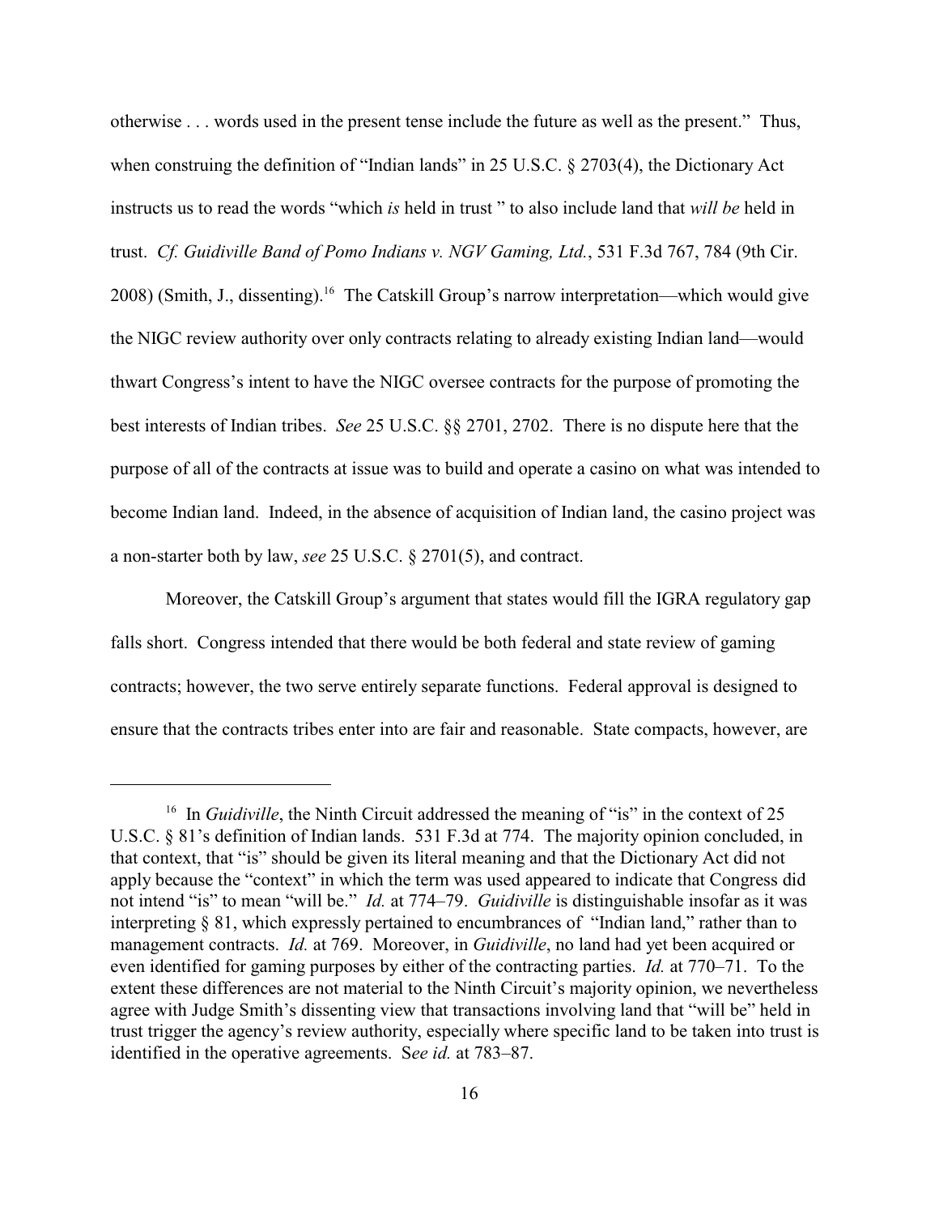otherwise . . . words used in the present tense include the future as well as the present." Thus, when construing the definition of "Indian lands" in 25 U.S.C. § 2703(4), the Dictionary Act instructs us to read the words "which *is* held in trust " to also include land that *will be* held in trust. *Cf. Guidiville Band of Pomo Indians v. NGV Gaming, Ltd.*, 531 F.3d 767, 784 (9th Cir. 2008) (Smith, J., dissenting).[16] The Catskill Group's narrow interpretation—which would give the NIGC review authority over only contracts relating to already existing Indian land—would thwart Congress's intent to have the NIGC oversee contracts for the purpose of promoting the best interests of Indian tribes. *See* 25 U.S.C. §§ 2701, 2702. There is no dispute here that the purpose of all of the contracts at issue was to build and operate a casino on what was intended to become Indian land. Indeed, in the absence of acquisition of Indian land, the casino project was a non-starter both by law, *see* 25 U.S.C. § 2701(5), and contract.

Moreover, the Catskill Group's argument that states would fill the IGRA regulatory gap falls short. Congress intended that there would be both federal and state review of gaming contracts; however, the two serve entirely separate functions. Federal approval is designed to ensure that the contracts tribes enter into are fair and reasonable. State compacts, however, are

---

[16] In *Guidiville*, the Ninth Circuit addressed the meaning of "is" in the context of 25 U.S.C. § 81's definition of Indian lands. 531 F.3d at 774. The majority opinion concluded, in that context, that "is" should be given its literal meaning and that the Dictionary Act did not apply because the "context" in which the term was used appeared to indicate that Congress did not intend "is" to mean "will be." *Id.* at 774–79. *Guidiville* is distinguishable insofar as it was interpreting § 81, which expressly pertained to encumbrances of "Indian land," rather than to management contracts. *Id.* at 769. Moreover, in *Guidiville*, no land had yet been acquired or even identified for gaming purposes by either of the contracting parties. *Id.* at 770–71. To the extent these differences are not material to the Ninth Circuit's majority opinion, we nevertheless agree with Judge Smith's dissenting view that transactions involving land that "will be" held in trust trigger the agency's review authority, especially where specific land to be taken into trust is identified in the operative agreements. S*ee id.* at 783–87.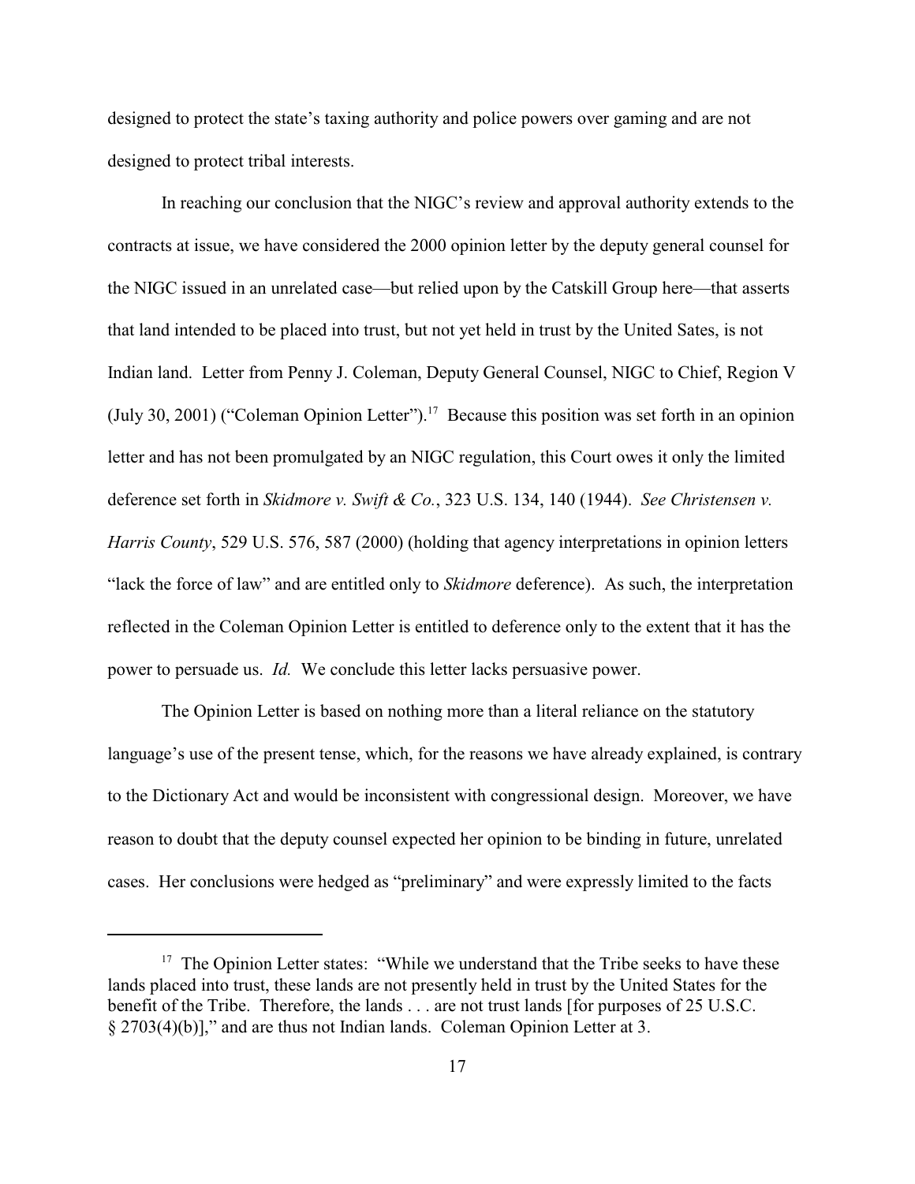designed to protect the state's taxing authority and police powers over gaming and are not designed to protect tribal interests.

In reaching our conclusion that the NIGC's review and approval authority extends to the contracts at issue, we have considered the 2000 opinion letter by the deputy general counsel for the NIGC issued in an unrelated case—but relied upon by the Catskill Group here—that asserts that land intended to be placed into trust, but not yet held in trust by the United Sates, is not Indian land. Letter from Penny J. Coleman, Deputy General Counsel, NIGC to Chief, Region V (July 30, 2001) ("Coleman Opinion Letter").[17] Because this position was set forth in an opinion letter and has not been promulgated by an NIGC regulation, this Court owes it only the limited deference set forth in *Skidmore v. Swift & Co.*, 323 U.S. 134, 140 (1944). *See Christensen v. Harris County*, 529 U.S. 576, 587 (2000) (holding that agency interpretations in opinion letters "lack the force of law" and are entitled only to *Skidmore* deference). As such, the interpretation reflected in the Coleman Opinion Letter is entitled to deference only to the extent that it has the power to persuade us. *Id.* We conclude this letter lacks persuasive power.

The Opinion Letter is based on nothing more than a literal reliance on the statutory language's use of the present tense, which, for the reasons we have already explained, is contrary to the Dictionary Act and would be inconsistent with congressional design. Moreover, we have reason to doubt that the deputy counsel expected her opinion to be binding in future, unrelated cases. Her conclusions were hedged as "preliminary" and were expressly limited to the facts

[17] The Opinion Letter states: "While we understand that the Tribe seeks to have these lands placed into trust, these lands are not presently held in trust by the United States for the benefit of the Tribe. Therefore, the lands . . . are not trust lands [for purposes of 25 U.S.C. § 2703(4)(b)]," and are thus not Indian lands. Coleman Opinion Letter at 3.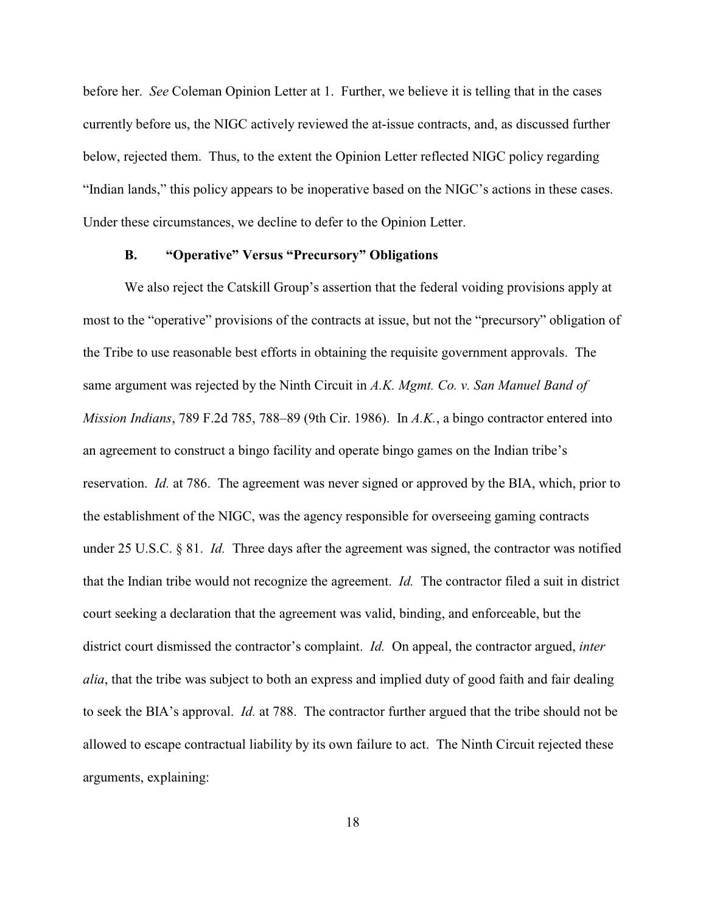before her. *See* Coleman Opinion Letter at 1. Further, we believe it is telling that in the cases currently before us, the NIGC actively reviewed the at-issue contracts, and, as discussed further below, rejected them. Thus, to the extent the Opinion Letter reflected NIGC policy regarding "Indian lands," this policy appears to be inoperative based on the NIGC's actions in these cases. Under these circumstances, we decline to defer to the Opinion Letter.

### B. "Operative" Versus "Precursory" Obligations

We also reject the Catskill Group's assertion that the federal voiding provisions apply at most to the "operative" provisions of the contracts at issue, but not the "precursory" obligation of the Tribe to use reasonable best efforts in obtaining the requisite government approvals. The same argument was rejected by the Ninth Circuit in *A.K. Mgmt. Co. v. San Manuel Band of Mission Indians*, 789 F.2d 785, 788–89 (9th Cir. 1986). In *A.K.*, a bingo contractor entered into an agreement to construct a bingo facility and operate bingo games on the Indian tribe's reservation. *Id.* at 786. The agreement was never signed or approved by the BIA, which, prior to the establishment of the NIGC, was the agency responsible for overseeing gaming contracts under 25 U.S.C. § 81. *Id.* Three days after the agreement was signed, the contractor was notified that the Indian tribe would not recognize the agreement. *Id.* The contractor filed a suit in district court seeking a declaration that the agreement was valid, binding, and enforceable, but the district court dismissed the contractor's complaint. *Id.* On appeal, the contractor argued, *inter alia*, that the tribe was subject to both an express and implied duty of good faith and fair dealing to seek the BIA's approval. *Id.* at 788. The contractor further argued that the tribe should not be allowed to escape contractual liability by its own failure to act. The Ninth Circuit rejected these arguments, explaining: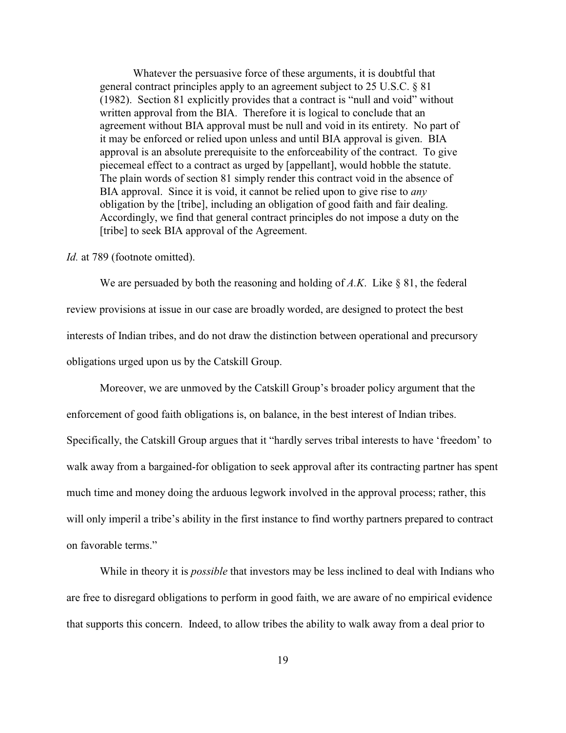> Whatever the persuasive force of these arguments, it is doubtful that general contract principles apply to an agreement subject to 25 U.S.C. § 81 (1982). Section 81 explicitly provides that a contract is "null and void" without written approval from the BIA. Therefore it is logical to conclude that an agreement without BIA approval must be null and void in its entirety. No part of it may be enforced or relied upon unless and until BIA approval is given. BIA approval is an absolute prerequisite to the enforceability of the contract. To give piecemeal effect to a contract as urged by [appellant], would hobble the statute. The plain words of section 81 simply render this contract void in the absence of BIA approval. Since it is void, it cannot be relied upon to give rise to *any* obligation by the [tribe], including an obligation of good faith and fair dealing. Accordingly, we find that general contract principles do not impose a duty on the [tribe] to seek BIA approval of the Agreement.

*Id.* at 789 (footnote omitted).

We are persuaded by both the reasoning and holding of *A.K*. Like § 81, the federal review provisions at issue in our case are broadly worded, are designed to protect the best interests of Indian tribes, and do not draw the distinction between operational and precursory obligations urged upon us by the Catskill Group.

Moreover, we are unmoved by the Catskill Group's broader policy argument that the enforcement of good faith obligations is, on balance, in the best interest of Indian tribes. Specifically, the Catskill Group argues that it "hardly serves tribal interests to have 'freedom' to walk away from a bargained-for obligation to seek approval after its contracting partner has spent much time and money doing the arduous legwork involved in the approval process; rather, this will only imperil a tribe's ability in the first instance to find worthy partners prepared to contract on favorable terms."

While in theory it is *possible* that investors may be less inclined to deal with Indians who are free to disregard obligations to perform in good faith, we are aware of no empirical evidence that supports this concern. Indeed, to allow tribes the ability to walk away from a deal prior to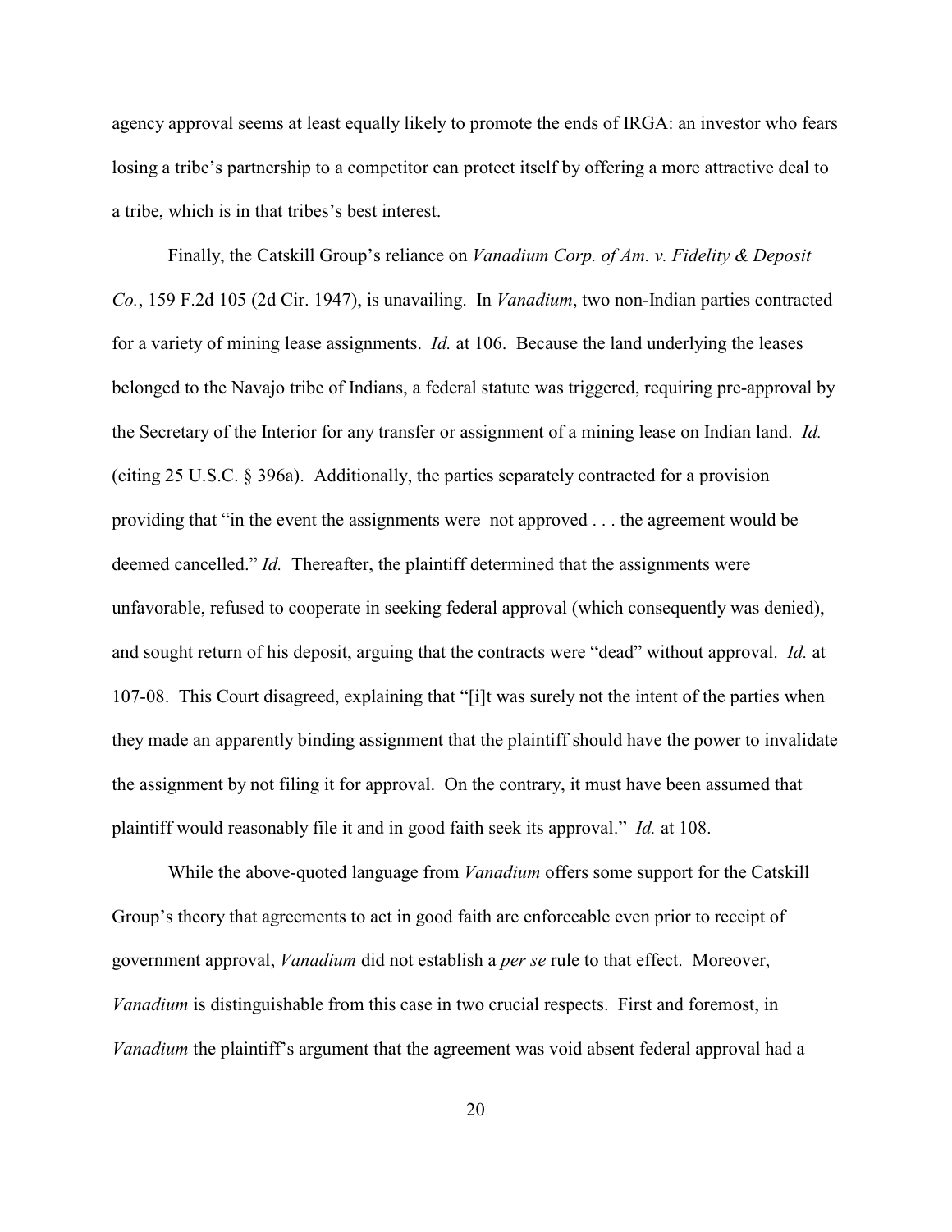agency approval seems at least equally likely to promote the ends of IRGA: an investor who fears losing a tribe's partnership to a competitor can protect itself by offering a more attractive deal to a tribe, which is in that tribes's best interest.

Finally, the Catskill Group's reliance on *Vanadium Corp. of Am. v. Fidelity & Deposit Co.*, 159 F.2d 105 (2d Cir. 1947), is unavailing. In *Vanadium*, two non-Indian parties contracted for a variety of mining lease assignments. *Id.* at 106. Because the land underlying the leases belonged to the Navajo tribe of Indians, a federal statute was triggered, requiring pre-approval by the Secretary of the Interior for any transfer or assignment of a mining lease on Indian land. *Id.* (citing 25 U.S.C. § 396a). Additionally, the parties separately contracted for a provision providing that "in the event the assignments were not approved . . . the agreement would be deemed cancelled." *Id.* Thereafter, the plaintiff determined that the assignments were unfavorable, refused to cooperate in seeking federal approval (which consequently was denied), and sought return of his deposit, arguing that the contracts were "dead" without approval. *Id.* at 107-08. This Court disagreed, explaining that "[i]t was surely not the intent of the parties when they made an apparently binding assignment that the plaintiff should have the power to invalidate the assignment by not filing it for approval. On the contrary, it must have been assumed that plaintiff would reasonably file it and in good faith seek its approval." *Id.* at 108.

While the above-quoted language from *Vanadium* offers some support for the Catskill Group's theory that agreements to act in good faith are enforceable even prior to receipt of government approval, *Vanadium* did not establish a *per se* rule to that effect. Moreover, *Vanadium* is distinguishable from this case in two crucial respects. First and foremost, in *Vanadium* the plaintiff's argument that the agreement was void absent federal approval had a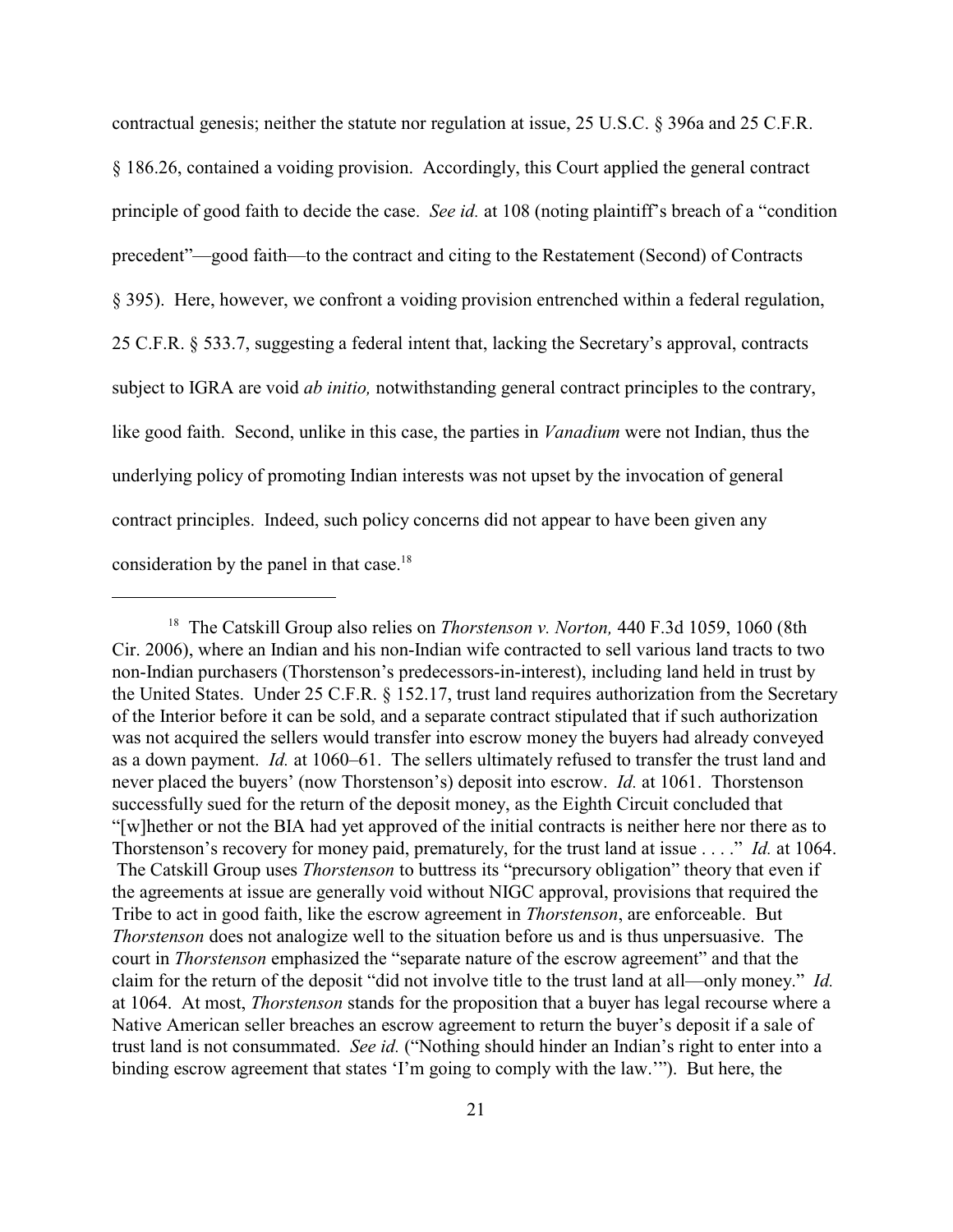contractual genesis; neither the statute nor regulation at issue, 25 U.S.C. § 396a and 25 C.F.R. § 186.26, contained a voiding provision. Accordingly, this Court applied the general contract principle of good faith to decide the case. *See id.* at 108 (noting plaintiff's breach of a "condition precedent"—good faith—to the contract and citing to the Restatement (Second) of Contracts § 395). Here, however, we confront a voiding provision entrenched within a federal regulation, 25 C.F.R. § 533.7, suggesting a federal intent that, lacking the Secretary's approval, contracts subject to IGRA are void *ab initio,* notwithstanding general contract principles to the contrary, like good faith. Second, unlike in this case, the parties in *Vanadium* were not Indian, thus the underlying policy of promoting Indian interests was not upset by the invocation of general contract principles. Indeed, such policy concerns did not appear to have been given any consideration by the panel in that case.[18]

---

[18] The Catskill Group also relies on *Thorstenson v. Norton,* 440 F.3d 1059, 1060 (8th Cir. 2006), where an Indian and his non-Indian wife contracted to sell various land tracts to two non-Indian purchasers (Thorstenson's predecessors-in-interest), including land held in trust by the United States. Under 25 C.F.R. § 152.17, trust land requires authorization from the Secretary of the Interior before it can be sold, and a separate contract stipulated that if such authorization was not acquired the sellers would transfer into escrow money the buyers had already conveyed as a down payment. *Id.* at 1060–61. The sellers ultimately refused to transfer the trust land and never placed the buyers' (now Thorstenson's) deposit into escrow. *Id.* at 1061. Thorstenson successfully sued for the return of the deposit money, as the Eighth Circuit concluded that "[w]hether or not the BIA had yet approved of the initial contracts is neither here nor there as to Thorstenson's recovery for money paid, prematurely, for the trust land at issue . . . ." *Id.* at 1064. The Catskill Group uses *Thorstenson* to buttress its "precursory obligation" theory that even if the agreements at issue are generally void without NIGC approval, provisions that required the Tribe to act in good faith, like the escrow agreement in *Thorstenson*, are enforceable. But *Thorstenson* does not analogize well to the situation before us and is thus unpersuasive. The court in *Thorstenson* emphasized the "separate nature of the escrow agreement" and that the claim for the return of the deposit "did not involve title to the trust land at all—only money." *Id.* at 1064. At most, *Thorstenson* stands for the proposition that a buyer has legal recourse where a Native American seller breaches an escrow agreement to return the buyer's deposit if a sale of trust land is not consummated. *See id.* ("Nothing should hinder an Indian's right to enter into a binding escrow agreement that states 'I'm going to comply with the law.'"). But here, the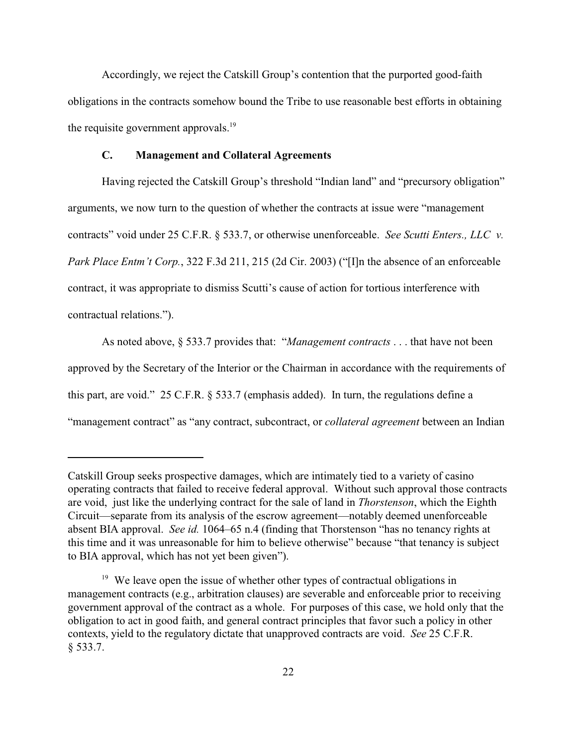Accordingly, we reject the Catskill Group's contention that the purported good-faith obligations in the contracts somehow bound the Tribe to use reasonable best efforts in obtaining the requisite government approvals.[19]

### C. Management and Collateral Agreements

Having rejected the Catskill Group's threshold "Indian land" and "precursory obligation" arguments, we now turn to the question of whether the contracts at issue were "management contracts" void under 25 C.F.R. § 533.7, or otherwise unenforceable. *See Scutti Enters., LLC v. Park Place Entm't Corp.*, 322 F.3d 211, 215 (2d Cir. 2003) ("[I]n the absence of an enforceable contract, it was appropriate to dismiss Scutti's cause of action for tortious interference with contractual relations.").

As noted above, § 533.7 provides that: "*Management contracts* . . . that have not been approved by the Secretary of the Interior or the Chairman in accordance with the requirements of this part, are void." 25 C.F.R. § 533.7 (emphasis added). In turn, the regulations define a "management contract" as "any contract, subcontract, or *collateral agreement* between an Indian

---

Catskill Group seeks prospective damages, which are intimately tied to a variety of casino operating contracts that failed to receive federal approval. Without such approval those contracts are void, just like the underlying contract for the sale of land in *Thorstenson*, which the Eighth Circuit—separate from its analysis of the escrow agreement—notably deemed unenforceable absent BIA approval. *See id.* 1064–65 n.4 (finding that Thorstenson "has no tenancy rights at this time and it was unreasonable for him to believe otherwise" because "that tenancy is subject to BIA approval, which has not yet been given").

[19] We leave open the issue of whether other types of contractual obligations in management contracts (e.g., arbitration clauses) are severable and enforceable prior to receiving government approval of the contract as a whole. For purposes of this case, we hold only that the obligation to act in good faith, and general contract principles that favor such a policy in other contexts, yield to the regulatory dictate that unapproved contracts are void. *See* 25 C.F.R. § 533.7.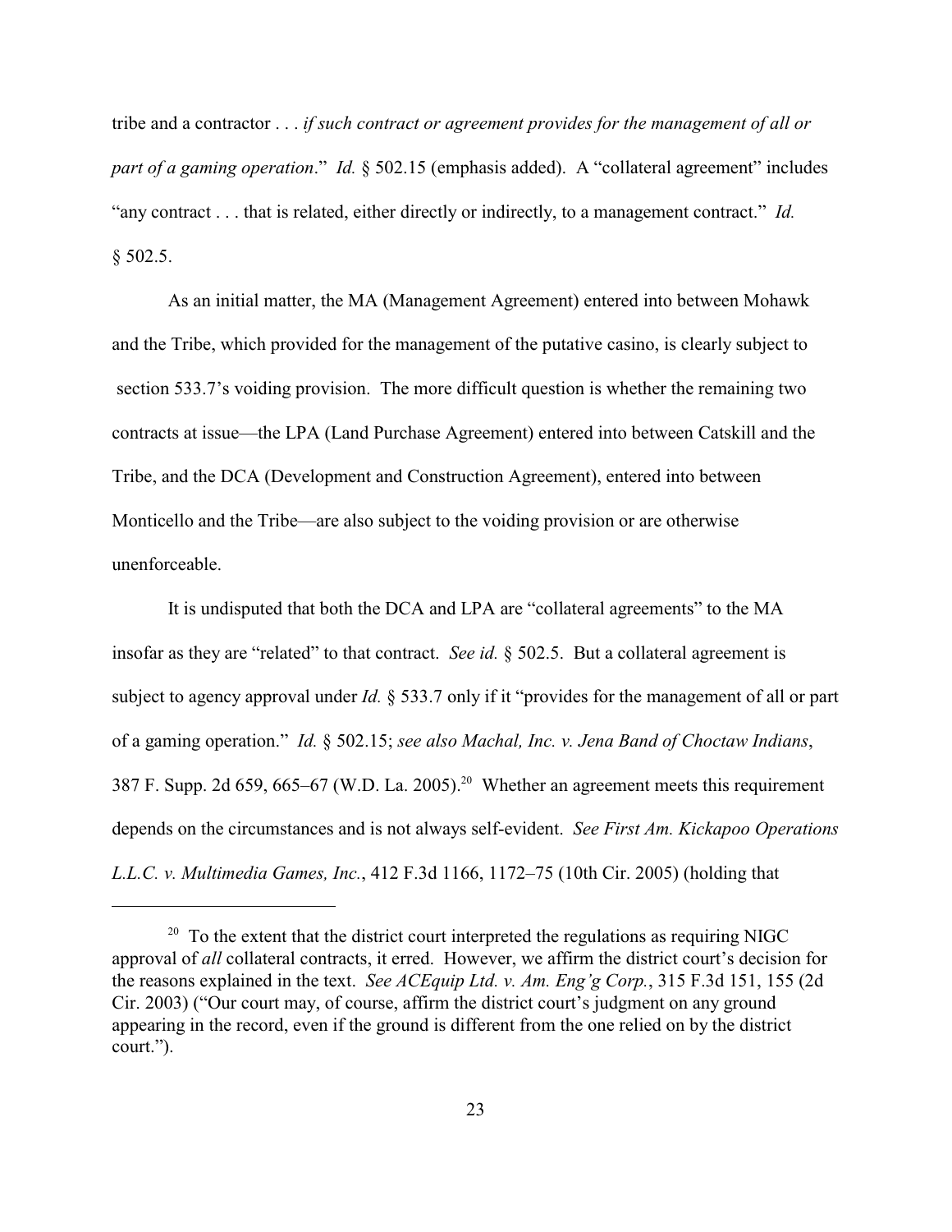tribe and a contractor . . . *if such contract or agreement provides for the management of all or part of a gaming operation*." *Id.* § 502.15 (emphasis added). A "collateral agreement" includes "any contract . . . that is related, either directly or indirectly, to a management contract." *Id.* § 502.5.

As an initial matter, the MA (Management Agreement) entered into between Mohawk and the Tribe, which provided for the management of the putative casino, is clearly subject to section 533.7's voiding provision. The more difficult question is whether the remaining two contracts at issue—the LPA (Land Purchase Agreement) entered into between Catskill and the Tribe, and the DCA (Development and Construction Agreement), entered into between Monticello and the Tribe—are also subject to the voiding provision or are otherwise unenforceable.

It is undisputed that both the DCA and LPA are "collateral agreements" to the MA insofar as they are "related" to that contract. *See id.* § 502.5. But a collateral agreement is subject to agency approval under *Id.* § 533.7 only if it "provides for the management of all or part of a gaming operation." *Id.* § 502.15; *see also Machal, Inc. v. Jena Band of Choctaw Indians*, 387 F. Supp. 2d 659, 665–67 (W.D. La. 2005).[20] Whether an agreement meets this requirement depends on the circumstances and is not always self-evident. *See First Am. Kickapoo Operations L.L.C. v. Multimedia Games, Inc.*, 412 F.3d 1166, 1172–75 (10th Cir. 2005) (holding that

---

[20] To the extent that the district court interpreted the regulations as requiring NIGC approval of *all* collateral contracts, it erred. However, we affirm the district court's decision for the reasons explained in the text. *See ACEquip Ltd. v. Am. Eng'g Corp.*, 315 F.3d 151, 155 (2d Cir. 2003) ("Our court may, of course, affirm the district court's judgment on any ground appearing in the record, even if the ground is different from the one relied on by the district court.").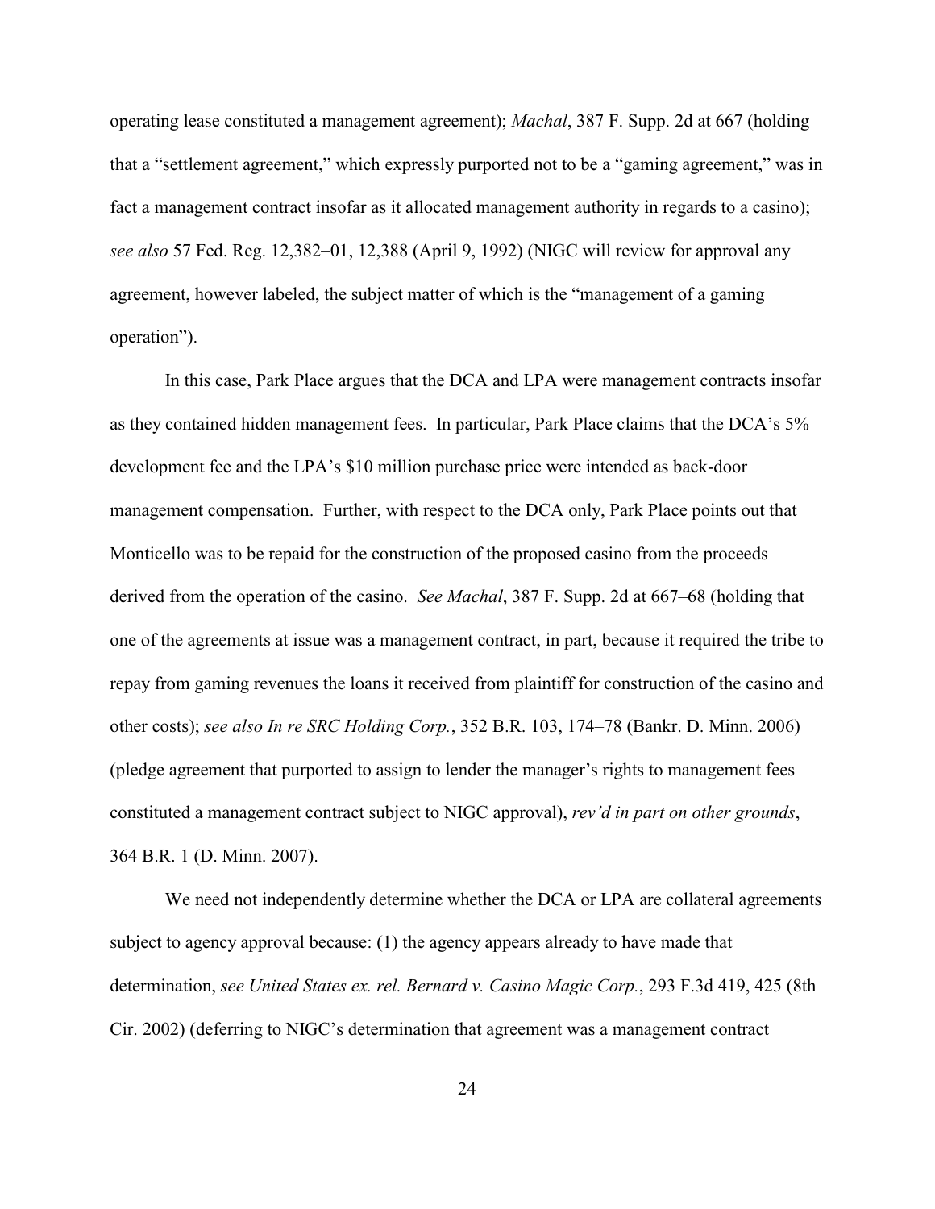operating lease constituted a management agreement); *Machal*, 387 F. Supp. 2d at 667 (holding that a "settlement agreement," which expressly purported not to be a "gaming agreement," was in fact a management contract insofar as it allocated management authority in regards to a casino); *see also* 57 Fed. Reg. 12,382–01, 12,388 (April 9, 1992) (NIGC will review for approval any agreement, however labeled, the subject matter of which is the "management of a gaming operation").

In this case, Park Place argues that the DCA and LPA were management contracts insofar as they contained hidden management fees. In particular, Park Place claims that the DCA's 5% development fee and the LPA's $10 million purchase price were intended as back-door management compensation. Further, with respect to the DCA only, Park Place points out that Monticello was to be repaid for the construction of the proposed casino from the proceeds derived from the operation of the casino. *See Machal*, 387 F. Supp. 2d at 667–68 (holding that one of the agreements at issue was a management contract, in part, because it required the tribe to repay from gaming revenues the loans it received from plaintiff for construction of the casino and other costs); *see also In re SRC Holding Corp.*, 352 B.R. 103, 174–78 (Bankr. D. Minn. 2006) (pledge agreement that purported to assign to lender the manager's rights to management fees constituted a management contract subject to NIGC approval), *rev'd in part on other grounds*, 364 B.R. 1 (D. Minn. 2007).

We need not independently determine whether the DCA or LPA are collateral agreements subject to agency approval because: (1) the agency appears already to have made that determination, *see United States ex. rel. Bernard v. Casino Magic Corp.*, 293 F.3d 419, 425 (8th Cir. 2002) (deferring to NIGC's determination that agreement was a management contract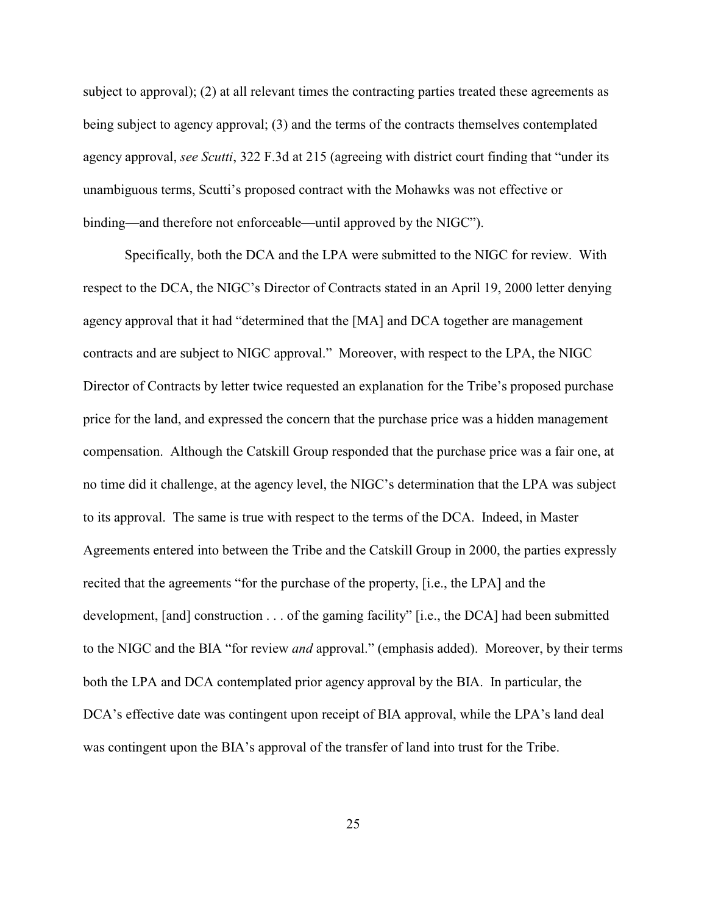subject to approval); (2) at all relevant times the contracting parties treated these agreements as being subject to agency approval; (3) and the terms of the contracts themselves contemplated agency approval, *see Scutti*, 322 F.3d at 215 (agreeing with district court finding that "under its unambiguous terms, Scutti's proposed contract with the Mohawks was not effective or binding—and therefore not enforceable—until approved by the NIGC").

Specifically, both the DCA and the LPA were submitted to the NIGC for review. With respect to the DCA, the NIGC's Director of Contracts stated in an April 19, 2000 letter denying agency approval that it had "determined that the [MA] and DCA together are management contracts and are subject to NIGC approval." Moreover, with respect to the LPA, the NIGC Director of Contracts by letter twice requested an explanation for the Tribe's proposed purchase price for the land, and expressed the concern that the purchase price was a hidden management compensation. Although the Catskill Group responded that the purchase price was a fair one, at no time did it challenge, at the agency level, the NIGC's determination that the LPA was subject to its approval. The same is true with respect to the terms of the DCA. Indeed, in Master Agreements entered into between the Tribe and the Catskill Group in 2000, the parties expressly recited that the agreements "for the purchase of the property, [i.e., the LPA] and the development, [and] construction . . . of the gaming facility" [i.e., the DCA] had been submitted to the NIGC and the BIA "for review *and* approval." (emphasis added). Moreover, by their terms both the LPA and DCA contemplated prior agency approval by the BIA. In particular, the DCA's effective date was contingent upon receipt of BIA approval, while the LPA's land deal was contingent upon the BIA's approval of the transfer of land into trust for the Tribe.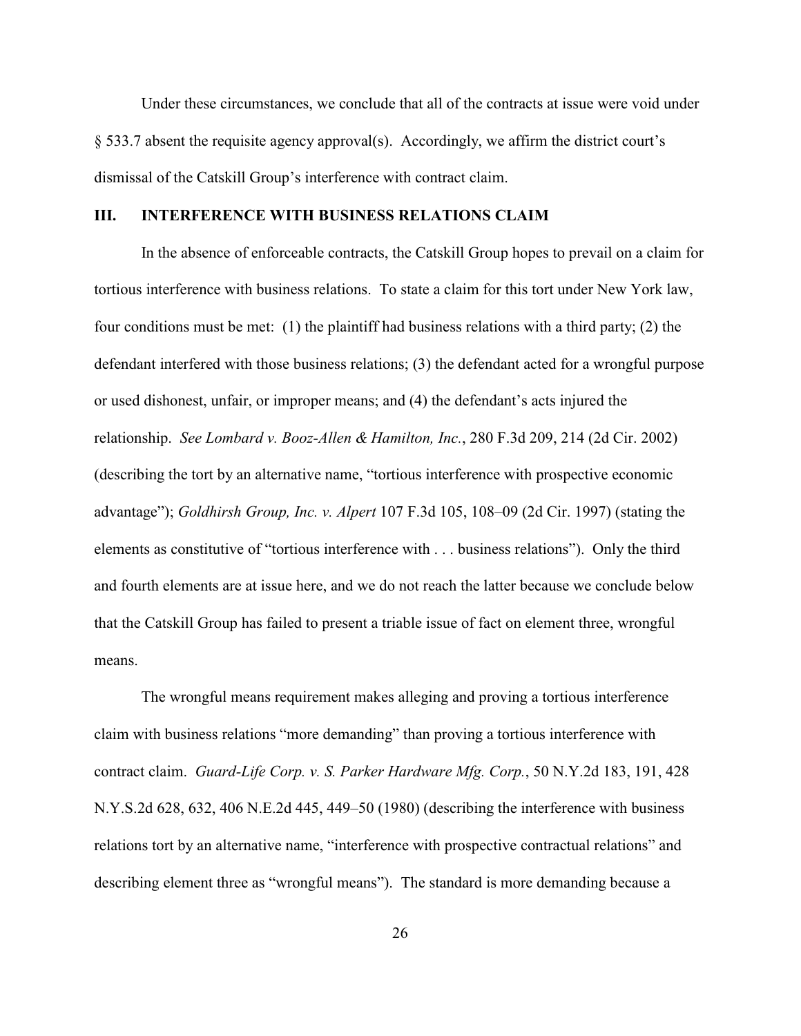Under these circumstances, we conclude that all of the contracts at issue were void under § 533.7 absent the requisite agency approval(s). Accordingly, we affirm the district court's dismissal of the Catskill Group's interference with contract claim.

## III. INTERFERENCE WITH BUSINESS RELATIONS CLAIM

In the absence of enforceable contracts, the Catskill Group hopes to prevail on a claim for tortious interference with business relations. To state a claim for this tort under New York law, four conditions must be met: (1) the plaintiff had business relations with a third party; (2) the defendant interfered with those business relations; (3) the defendant acted for a wrongful purpose or used dishonest, unfair, or improper means; and (4) the defendant's acts injured the relationship. *See Lombard v. Booz-Allen & Hamilton, Inc.*, 280 F.3d 209, 214 (2d Cir. 2002) (describing the tort by an alternative name, "tortious interference with prospective economic advantage"); *Goldhirsh Group, Inc. v. Alpert* 107 F.3d 105, 108–09 (2d Cir. 1997) (stating the elements as constitutive of "tortious interference with . . . business relations"). Only the third and fourth elements are at issue here, and we do not reach the latter because we conclude below that the Catskill Group has failed to present a triable issue of fact on element three, wrongful means.

The wrongful means requirement makes alleging and proving a tortious interference claim with business relations "more demanding" than proving a tortious interference with contract claim. *Guard-Life Corp. v. S. Parker Hardware Mfg. Corp.*, 50 N.Y.2d 183, 191, 428 N.Y.S.2d 628, 632, 406 N.E.2d 445, 449–50 (1980) (describing the interference with business relations tort by an alternative name, "interference with prospective contractual relations" and describing element three as "wrongful means"). The standard is more demanding because a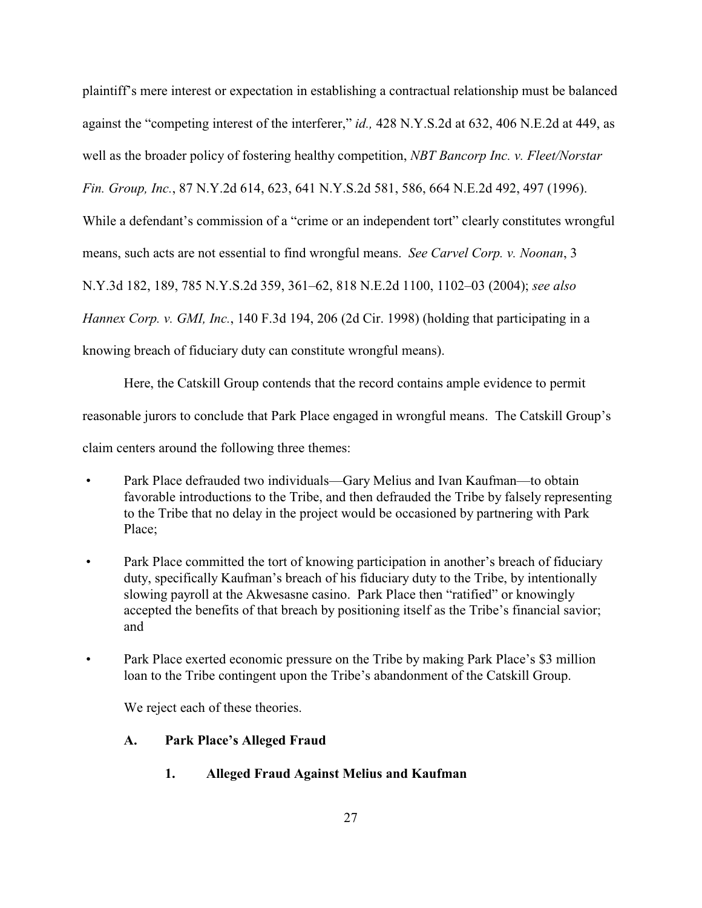plaintiff's mere interest or expectation in establishing a contractual relationship must be balanced against the "competing interest of the interferer," *id.,* 428 N.Y.S.2d at 632, 406 N.E.2d at 449, as well as the broader policy of fostering healthy competition, *NBT Bancorp Inc. v. Fleet/Norstar Fin. Group, Inc.*, 87 N.Y.2d 614, 623, 641 N.Y.S.2d 581, 586, 664 N.E.2d 492, 497 (1996). While a defendant's commission of a "crime or an independent tort" clearly constitutes wrongful means, such acts are not essential to find wrongful means. *See Carvel Corp. v. Noonan*, 3 N.Y.3d 182, 189, 785 N.Y.S.2d 359, 361–62, 818 N.E.2d 1100, 1102–03 (2004); *see also Hannex Corp. v. GMI, Inc.*, 140 F.3d 194, 206 (2d Cir. 1998) (holding that participating in a knowing breach of fiduciary duty can constitute wrongful means).

Here, the Catskill Group contends that the record contains ample evidence to permit reasonable jurors to conclude that Park Place engaged in wrongful means. The Catskill Group's claim centers around the following three themes:

- Park Place defrauded two individuals—Gary Melius and Ivan Kaufman—to obtain favorable introductions to the Tribe, and then defrauded the Tribe by falsely representing to the Tribe that no delay in the project would be occasioned by partnering with Park Place;
- Park Place committed the tort of knowing participation in another's breach of fiduciary duty, specifically Kaufman's breach of his fiduciary duty to the Tribe, by intentionally slowing payroll at the Akwesasne casino. Park Place then "ratified" or knowingly accepted the benefits of that breach by positioning itself as the Tribe's financial savior; and
- Park Place exerted economic pressure on the Tribe by making Park Place's $3 million loan to the Tribe contingent upon the Tribe's abandonment of the Catskill Group.

We reject each of these theories.

### A. Park Place's Alleged Fraud

#### 1. Alleged Fraud Against Melius and Kaufman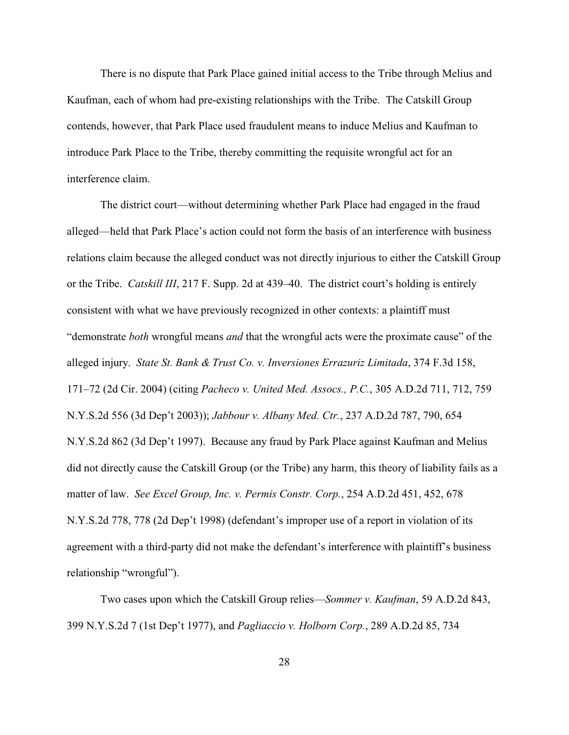There is no dispute that Park Place gained initial access to the Tribe through Melius and Kaufman, each of whom had pre-existing relationships with the Tribe. The Catskill Group contends, however, that Park Place used fraudulent means to induce Melius and Kaufman to introduce Park Place to the Tribe, thereby committing the requisite wrongful act for an interference claim.

The district court—without determining whether Park Place had engaged in the fraud alleged—held that Park Place's action could not form the basis of an interference with business relations claim because the alleged conduct was not directly injurious to either the Catskill Group or the Tribe. *Catskill III*, 217 F. Supp. 2d at 439–40. The district court's holding is entirely consistent with what we have previously recognized in other contexts: a plaintiff must "demonstrate *both* wrongful means *and* that the wrongful acts were the proximate cause" of the alleged injury. *State St. Bank & Trust Co. v. Inversiones Errazuriz Limitada*, 374 F.3d 158, 171–72 (2d Cir. 2004) (citing *Pacheco v. United Med. Assocs., P.C.*, 305 A.D.2d 711, 712, 759 N.Y.S.2d 556 (3d Dep't 2003)); *Jabbour v. Albany Med. Ctr.*, 237 A.D.2d 787, 790, 654 N.Y.S.2d 862 (3d Dep't 1997). Because any fraud by Park Place against Kaufman and Melius did not directly cause the Catskill Group (or the Tribe) any harm, this theory of liability fails as a matter of law. *See Excel Group, Inc. v. Permis Constr. Corp.*, 254 A.D.2d 451, 452, 678 N.Y.S.2d 778, 778 (2d Dep't 1998) (defendant's improper use of a report in violation of its agreement with a third-party did not make the defendant's interference with plaintiff's business relationship "wrongful").

Two cases upon which the Catskill Group relies—*Sommer v. Kaufman*, 59 A.D.2d 843, 399 N.Y.S.2d 7 (1st Dep't 1977), and *Pagliaccio v. Holborn Corp.*, 289 A.D.2d 85, 734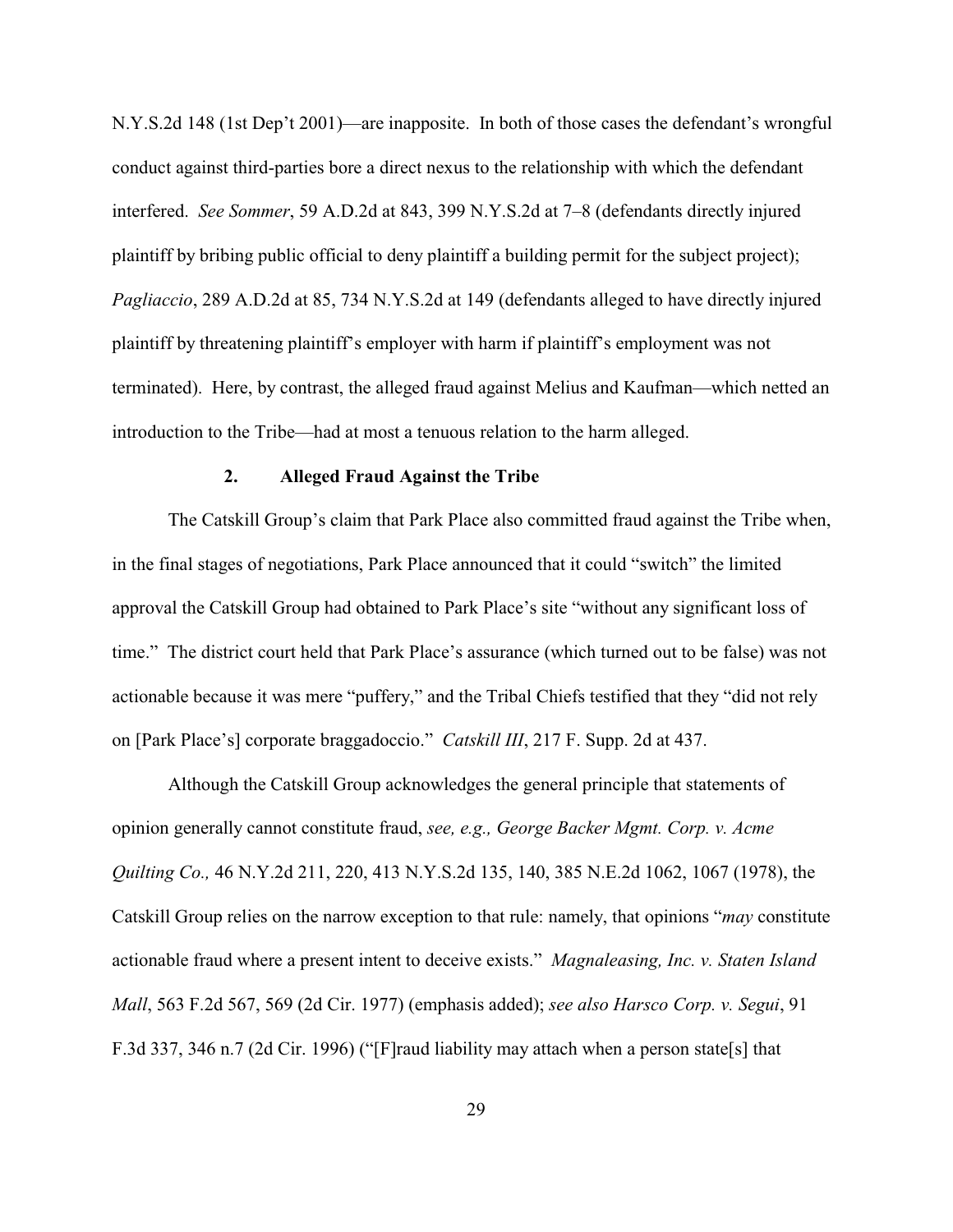N.Y.S.2d 148 (1st Dep't 2001)—are inapposite. In both of those cases the defendant's wrongful conduct against third-parties bore a direct nexus to the relationship with which the defendant interfered. *See Sommer*, 59 A.D.2d at 843, 399 N.Y.S.2d at 7–8 (defendants directly injured plaintiff by bribing public official to deny plaintiff a building permit for the subject project); *Pagliaccio*, 289 A.D.2d at 85, 734 N.Y.S.2d at 149 (defendants alleged to have directly injured plaintiff by threatening plaintiff's employer with harm if plaintiff's employment was not terminated). Here, by contrast, the alleged fraud against Melius and Kaufman—which netted an introduction to the Tribe—had at most a tenuous relation to the harm alleged.

### 2. Alleged Fraud Against the Tribe

The Catskill Group's claim that Park Place also committed fraud against the Tribe when, in the final stages of negotiations, Park Place announced that it could "switch" the limited approval the Catskill Group had obtained to Park Place's site "without any significant loss of time." The district court held that Park Place's assurance (which turned out to be false) was not actionable because it was mere "puffery," and the Tribal Chiefs testified that they "did not rely on [Park Place's] corporate braggadoccio." *Catskill III*, 217 F. Supp. 2d at 437.

Although the Catskill Group acknowledges the general principle that statements of opinion generally cannot constitute fraud, *see, e.g., George Backer Mgmt. Corp. v. Acme Quilting Co.,* 46 N.Y.2d 211, 220, 413 N.Y.S.2d 135, 140, 385 N.E.2d 1062, 1067 (1978), the Catskill Group relies on the narrow exception to that rule: namely, that opinions "*may* constitute actionable fraud where a present intent to deceive exists." *Magnaleasing, Inc. v. Staten Island Mall*, 563 F.2d 567, 569 (2d Cir. 1977) (emphasis added); *see also Harsco Corp. v. Segui*, 91 F.3d 337, 346 n.7 (2d Cir. 1996) ("[F]raud liability may attach when a person state[s] that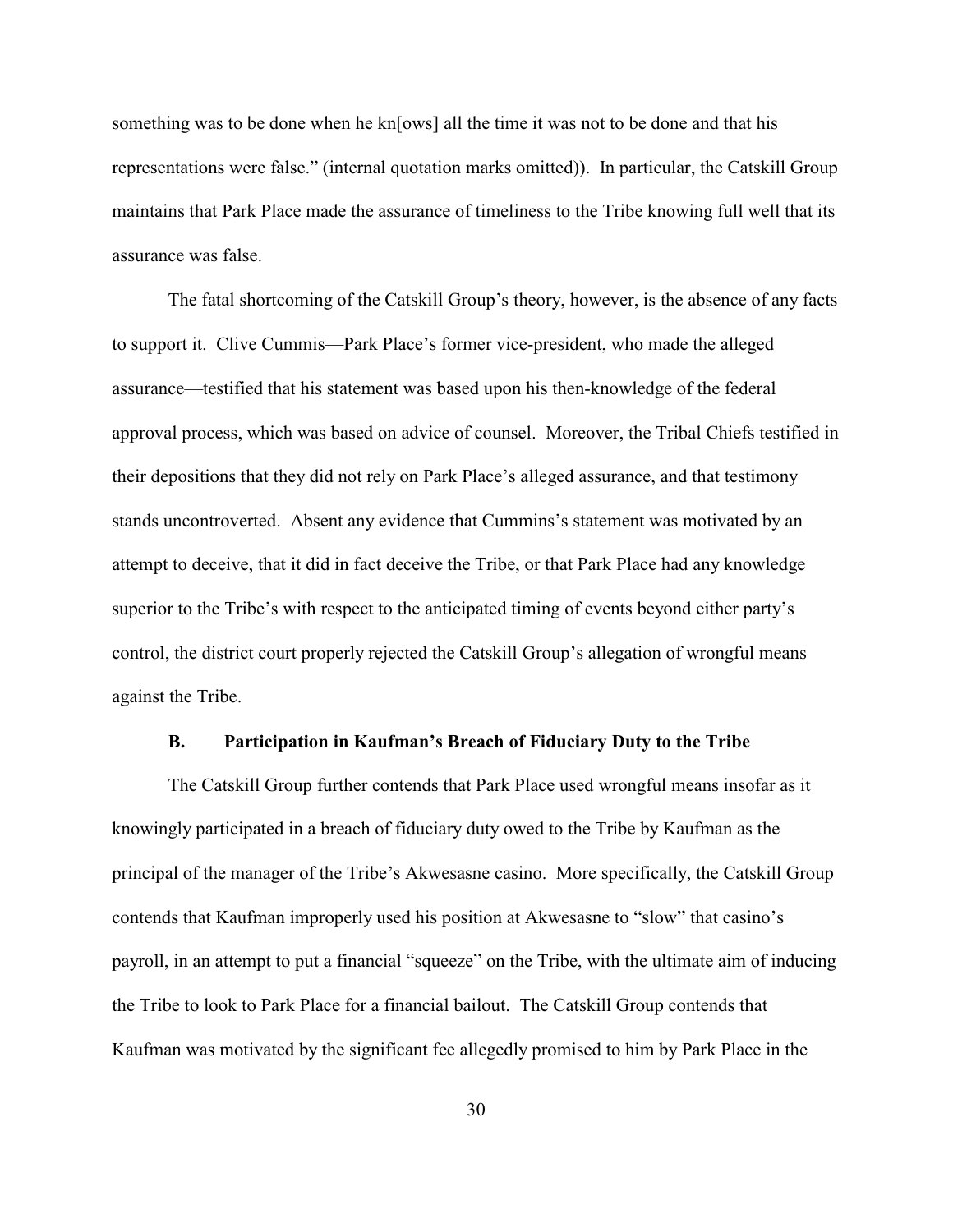something was to be done when he kn[ows] all the time it was not to be done and that his representations were false." (internal quotation marks omitted)). In particular, the Catskill Group maintains that Park Place made the assurance of timeliness to the Tribe knowing full well that its assurance was false.

The fatal shortcoming of the Catskill Group's theory, however, is the absence of any facts to support it. Clive Cummis—Park Place's former vice-president, who made the alleged assurance—testified that his statement was based upon his then-knowledge of the federal approval process, which was based on advice of counsel. Moreover, the Tribal Chiefs testified in their depositions that they did not rely on Park Place's alleged assurance, and that testimony stands uncontroverted. Absent any evidence that Cummins's statement was motivated by an attempt to deceive, that it did in fact deceive the Tribe, or that Park Place had any knowledge superior to the Tribe's with respect to the anticipated timing of events beyond either party's control, the district court properly rejected the Catskill Group's allegation of wrongful means against the Tribe.

### B. Participation in Kaufman's Breach of Fiduciary Duty to the Tribe

The Catskill Group further contends that Park Place used wrongful means insofar as it knowingly participated in a breach of fiduciary duty owed to the Tribe by Kaufman as the principal of the manager of the Tribe's Akwesasne casino. More specifically, the Catskill Group contends that Kaufman improperly used his position at Akwesasne to "slow" that casino's payroll, in an attempt to put a financial "squeeze" on the Tribe, with the ultimate aim of inducing the Tribe to look to Park Place for a financial bailout. The Catskill Group contends that Kaufman was motivated by the significant fee allegedly promised to him by Park Place in the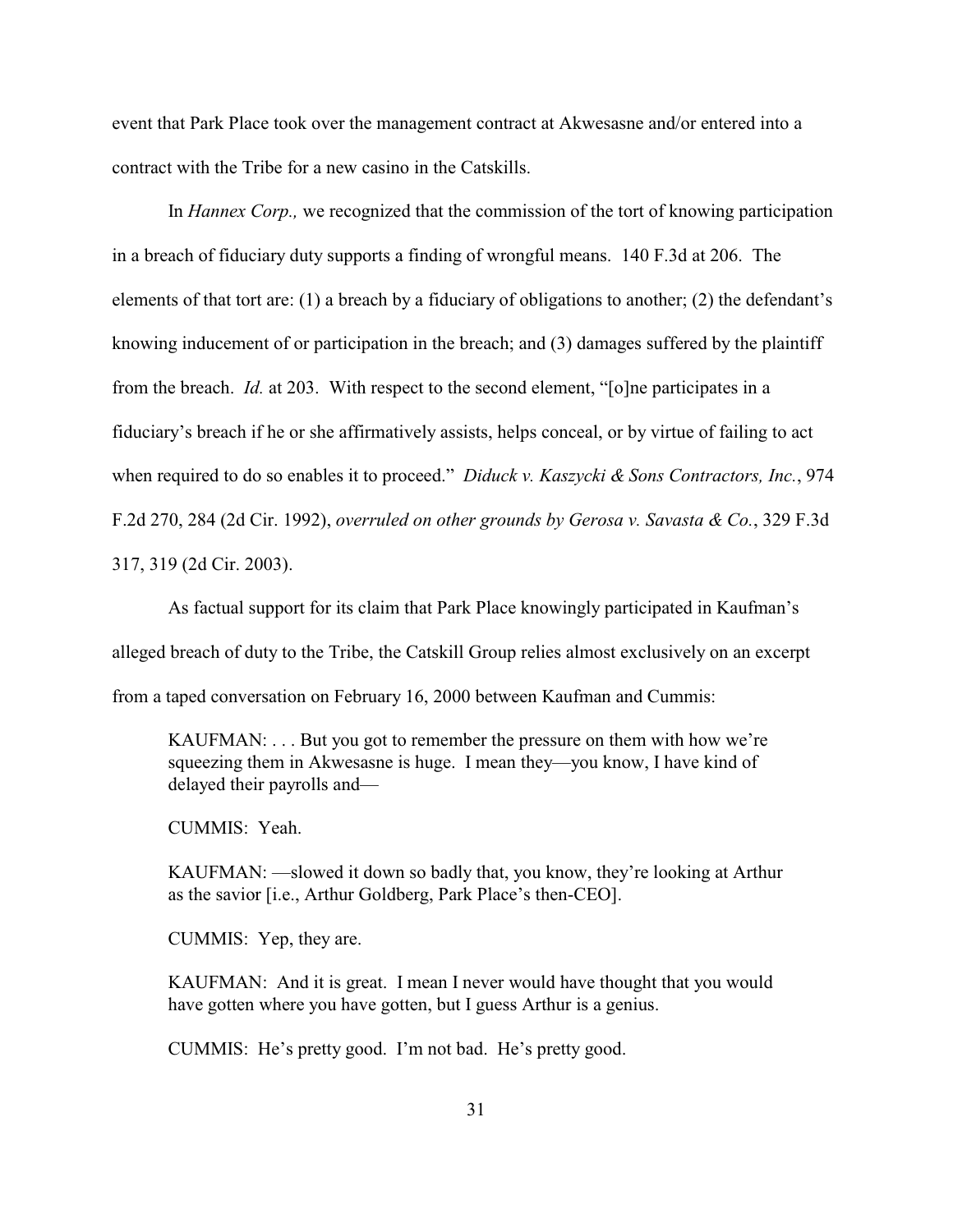event that Park Place took over the management contract at Akwesasne and/or entered into a contract with the Tribe for a new casino in the Catskills.

In *Hannex Corp.,* we recognized that the commission of the tort of knowing participation in a breach of fiduciary duty supports a finding of wrongful means. 140 F.3d at 206. The elements of that tort are: (1) a breach by a fiduciary of obligations to another; (2) the defendant's knowing inducement of or participation in the breach; and (3) damages suffered by the plaintiff from the breach. *Id.* at 203. With respect to the second element, "[o]ne participates in a fiduciary's breach if he or she affirmatively assists, helps conceal, or by virtue of failing to act when required to do so enables it to proceed." *Diduck v. Kaszycki & Sons Contractors, Inc.*, 974 F.2d 270, 284 (2d Cir. 1992), *overruled on other grounds by Gerosa v. Savasta & Co.*, 329 F.3d 317, 319 (2d Cir. 2003).

As factual support for its claim that Park Place knowingly participated in Kaufman's alleged breach of duty to the Tribe, the Catskill Group relies almost exclusively on an excerpt from a taped conversation on February 16, 2000 between Kaufman and Cummis:

> KAUFMAN: . . . But you got to remember the pressure on them with how we're squeezing them in Akwesasne is huge. I mean they—you know, I have kind of delayed their payrolls and—
>
> CUMMIS: Yeah.
>
> KAUFMAN: —slowed it down so badly that, you know, they're looking at Arthur as the savior [i.e., Arthur Goldberg, Park Place's then-CEO].
>
> CUMMIS: Yep, they are.
>
> KAUFMAN: And it is great. I mean I never would have thought that you would have gotten where you have gotten, but I guess Arthur is a genius.
>
> CUMMIS: He's pretty good. I'm not bad. He's pretty good.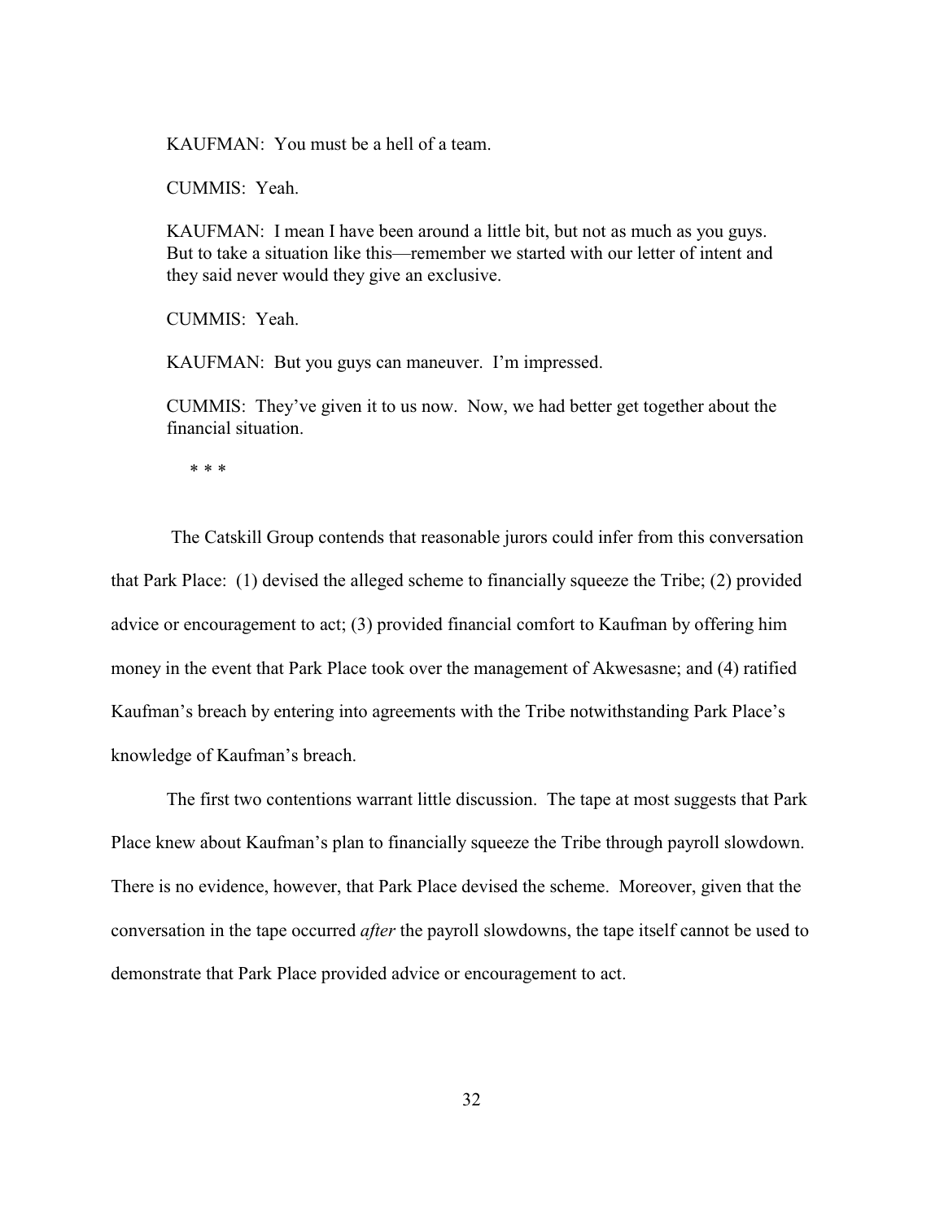> KAUFMAN: You must be a hell of a team.
>
> CUMMIS: Yeah.
>
> KAUFMAN: I mean I have been around a little bit, but not as much as you guys. But to take a situation like this—remember we started with our letter of intent and they said never would they give an exclusive.
>
> CUMMIS: Yeah.
>
> KAUFMAN: But you guys can maneuver. I'm impressed.
>
> CUMMIS: They've given it to us now. Now, we had better get together about the financial situation.
>
> \* \* \*

The Catskill Group contends that reasonable jurors could infer from this conversation that Park Place: (1) devised the alleged scheme to financially squeeze the Tribe; (2) provided advice or encouragement to act; (3) provided financial comfort to Kaufman by offering him money in the event that Park Place took over the management of Akwesasne; and (4) ratified Kaufman's breach by entering into agreements with the Tribe notwithstanding Park Place's knowledge of Kaufman's breach.

The first two contentions warrant little discussion. The tape at most suggests that Park Place knew about Kaufman's plan to financially squeeze the Tribe through payroll slowdown. There is no evidence, however, that Park Place devised the scheme. Moreover, given that the conversation in the tape occurred *after* the payroll slowdowns, the tape itself cannot be used to demonstrate that Park Place provided advice or encouragement to act.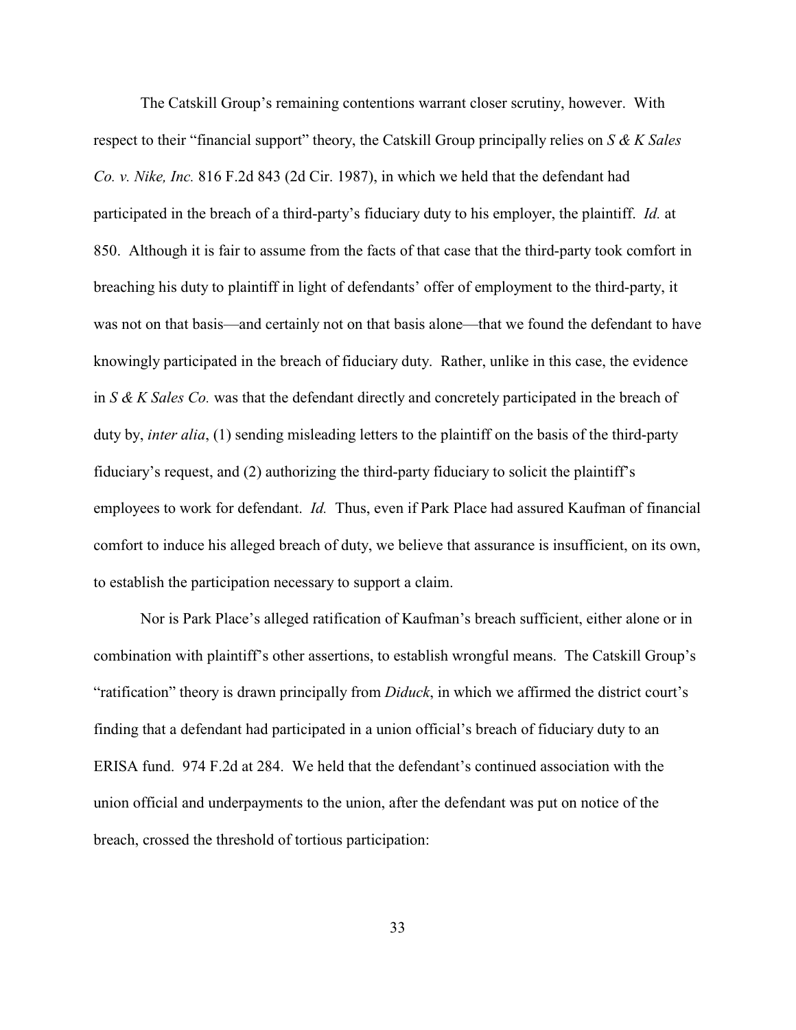The Catskill Group's remaining contentions warrant closer scrutiny, however. With respect to their "financial support" theory, the Catskill Group principally relies on *S & K Sales Co. v. Nike, Inc.* 816 F.2d 843 (2d Cir. 1987), in which we held that the defendant had participated in the breach of a third-party's fiduciary duty to his employer, the plaintiff. *Id.* at 850. Although it is fair to assume from the facts of that case that the third-party took comfort in breaching his duty to plaintiff in light of defendants' offer of employment to the third-party, it was not on that basis—and certainly not on that basis alone—that we found the defendant to have knowingly participated in the breach of fiduciary duty. Rather, unlike in this case, the evidence in *S & K Sales Co.* was that the defendant directly and concretely participated in the breach of duty by, *inter alia*, (1) sending misleading letters to the plaintiff on the basis of the third-party fiduciary's request, and (2) authorizing the third-party fiduciary to solicit the plaintiff's employees to work for defendant. *Id.* Thus, even if Park Place had assured Kaufman of financial comfort to induce his alleged breach of duty, we believe that assurance is insufficient, on its own, to establish the participation necessary to support a claim.

Nor is Park Place's alleged ratification of Kaufman's breach sufficient, either alone or in combination with plaintiff's other assertions, to establish wrongful means. The Catskill Group's "ratification" theory is drawn principally from *Diduck*, in which we affirmed the district court's finding that a defendant had participated in a union official's breach of fiduciary duty to an ERISA fund. 974 F.2d at 284. We held that the defendant's continued association with the union official and underpayments to the union, after the defendant was put on notice of the breach, crossed the threshold of tortious participation: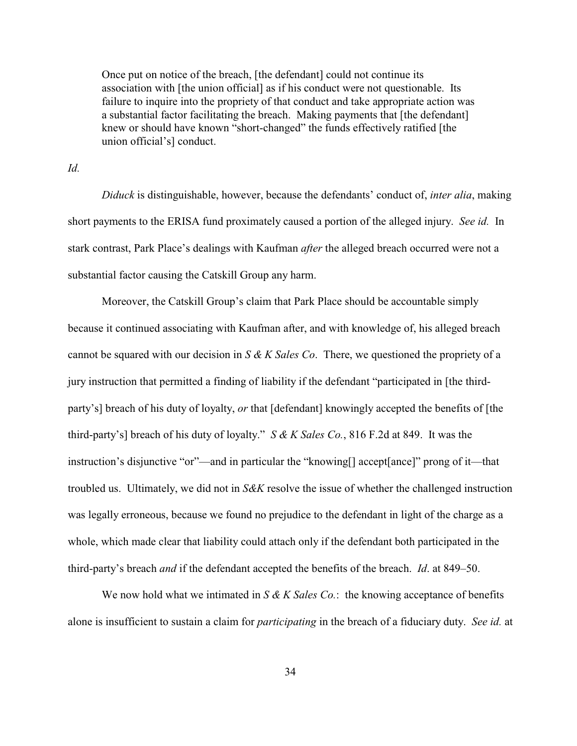> Once put on notice of the breach, [the defendant] could not continue its association with [the union official] as if his conduct were not questionable. Its failure to inquire into the propriety of that conduct and take appropriate action was a substantial factor facilitating the breach. Making payments that [the defendant] knew or should have known "short-changed" the funds effectively ratified [the union official's] conduct.

*Id.*

*Diduck* is distinguishable, however, because the defendants' conduct of, *inter alia*, making short payments to the ERISA fund proximately caused a portion of the alleged injury. *See id.* In stark contrast, Park Place's dealings with Kaufman *after* the alleged breach occurred were not a substantial factor causing the Catskill Group any harm.

Moreover, the Catskill Group's claim that Park Place should be accountable simply because it continued associating with Kaufman after, and with knowledge of, his alleged breach cannot be squared with our decision in *S & K Sales Co*. There, we questioned the propriety of a jury instruction that permitted a finding of liability if the defendant "participated in [the third-party's] breach of his duty of loyalty, *or* that [defendant] knowingly accepted the benefits of [the third-party's] breach of his duty of loyalty." *S & K Sales Co.*, 816 F.2d at 849. It was the instruction's disjunctive "or"—and in particular the "knowing[] accept[ance]" prong of it—that troubled us. Ultimately, we did not in *S&K* resolve the issue of whether the challenged instruction was legally erroneous, because we found no prejudice to the defendant in light of the charge as a whole, which made clear that liability could attach only if the defendant both participated in the third-party's breach *and* if the defendant accepted the benefits of the breach. *Id*. at 849–50.

We now hold what we intimated in *S & K Sales Co.*: the knowing acceptance of benefits alone is insufficient to sustain a claim for *participating* in the breach of a fiduciary duty. *See id.* at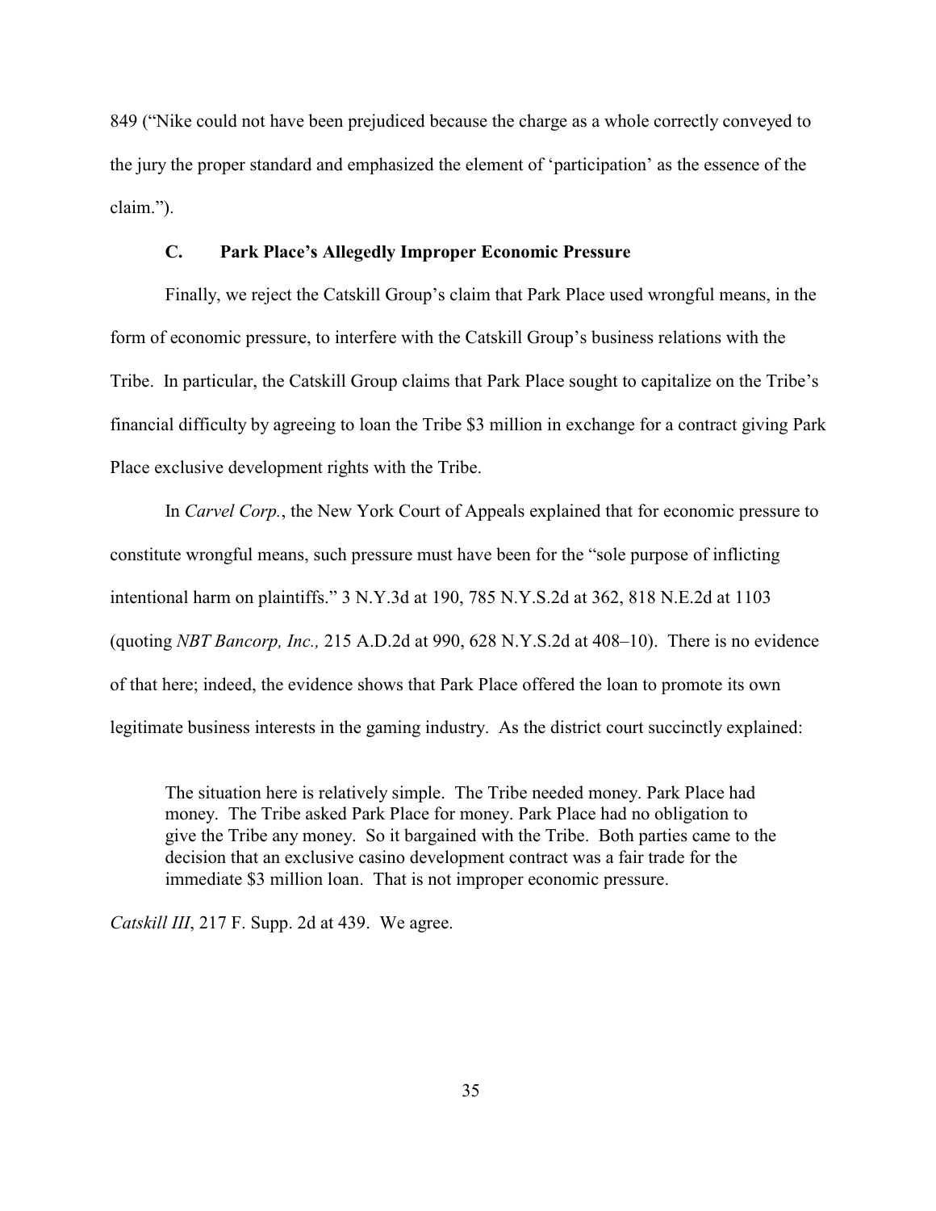849 ("Nike could not have been prejudiced because the charge as a whole correctly conveyed to the jury the proper standard and emphasized the element of 'participation' as the essence of the claim.").

### C. Park Place's Allegedly Improper Economic Pressure

Finally, we reject the Catskill Group's claim that Park Place used wrongful means, in the form of economic pressure, to interfere with the Catskill Group's business relations with the Tribe. In particular, the Catskill Group claims that Park Place sought to capitalize on the Tribe's financial difficulty by agreeing to loan the Tribe $3 million in exchange for a contract giving Park Place exclusive development rights with the Tribe.

In *Carvel Corp.*, the New York Court of Appeals explained that for economic pressure to constitute wrongful means, such pressure must have been for the "sole purpose of inflicting intentional harm on plaintiffs." 3 N.Y.3d at 190, 785 N.Y.S.2d at 362, 818 N.E.2d at 1103 (quoting *NBT Bancorp, Inc.,* 215 A.D.2d at 990, 628 N.Y.S.2d at 408–10). There is no evidence of that here; indeed, the evidence shows that Park Place offered the loan to promote its own legitimate business interests in the gaming industry. As the district court succinctly explained:

> The situation here is relatively simple. The Tribe needed money. Park Place had money. The Tribe asked Park Place for money. Park Place had no obligation to give the Tribe any money. So it bargained with the Tribe. Both parties came to the decision that an exclusive casino development contract was a fair trade for the immediate $3 million loan. That is not improper economic pressure.

*Catskill III*, 217 F. Supp. 2d at 439. We agree.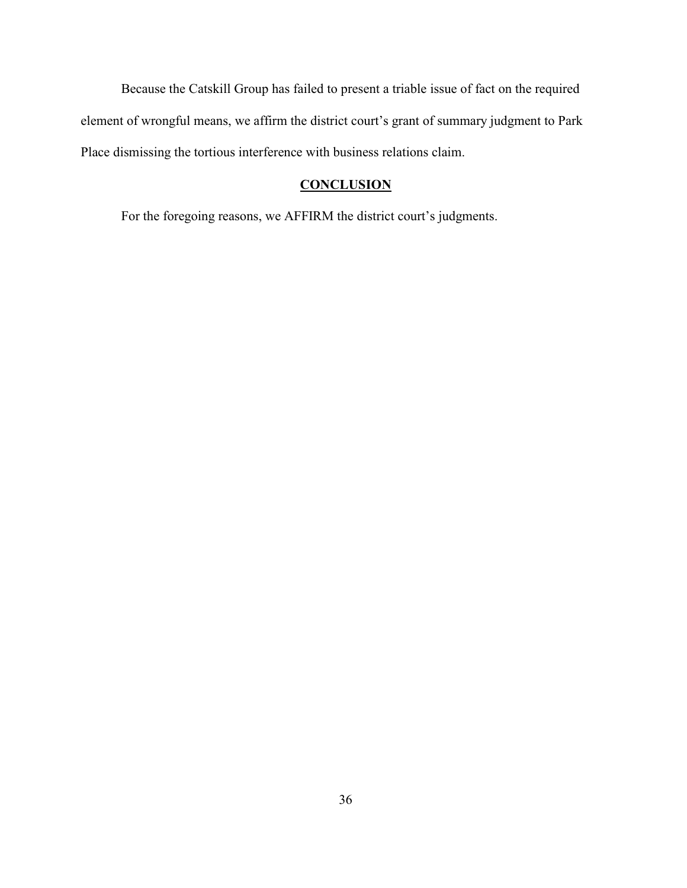Because the Catskill Group has failed to present a triable issue of fact on the required element of wrongful means, we affirm the district court's grant of summary judgment to Park Place dismissing the tortious interference with business relations claim.

## CONCLUSION

For the foregoing reasons, we AFFIRM the district court's judgments.